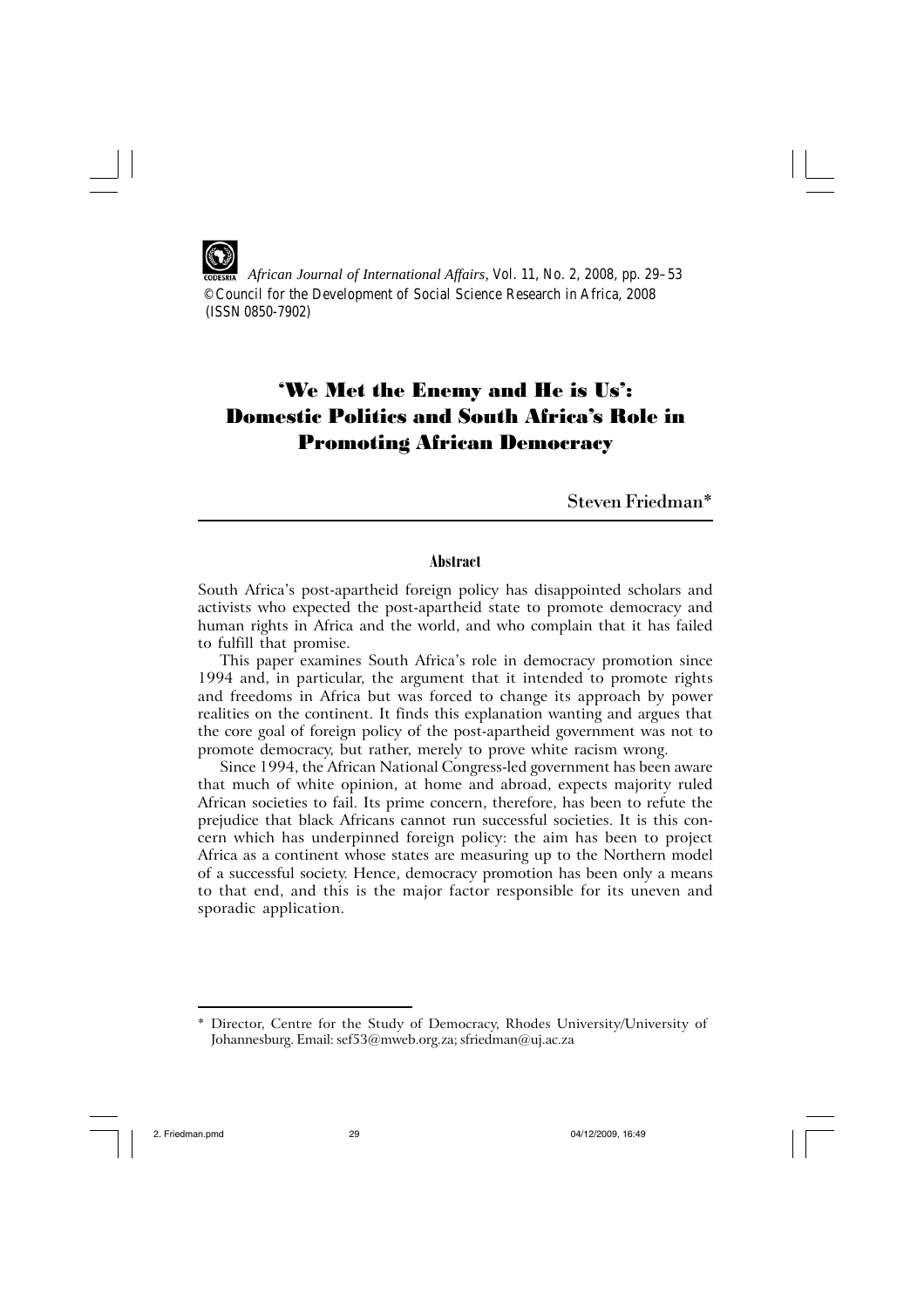# 'We Met the Enemy and He is Us': Domestic Politics and South Africa's Role in Promoting African Democracy

Steven Friedman*

## Abstract

South Africa's post-apartheid foreign policy has disappointed scholars and activists who expected the post-apartheid state to promote democracy and human rights in Africa and the world, and who complain that it has failed to fulfill that promise.

This paper examines South Africa's role in democracy promotion since 1994 and, in particular, the argument that it intended to promote rights and freedoms in Africa but was forced to change its approach by power realities on the continent. It finds this explanation wanting and argues that the core goal of foreign policy of the post-apartheid government was not to promote democracy, but rather, merely to prove white racism wrong.

Since 1994, the African National Congress-led government has been aware that much of white opinion, at home and abroad, expects majority ruled African societies to fail. Its prime concern, therefore, has been to refute the prejudice that black Africans cannot run successful societies. It is this concern which has underpinned foreign policy: the aim has been to project Africa as a continent whose states are measuring up to the Northern model of a successful society. Hence, democracy promotion has been only a means to that end, and this is the major factor responsible for its uneven and sporadic application.

---

\* Director, Centre for the Study of Democracy, Rhodes University/University of Johannesburg. Email: sef53@mweb.org.za; sfriedman@uj.ac.za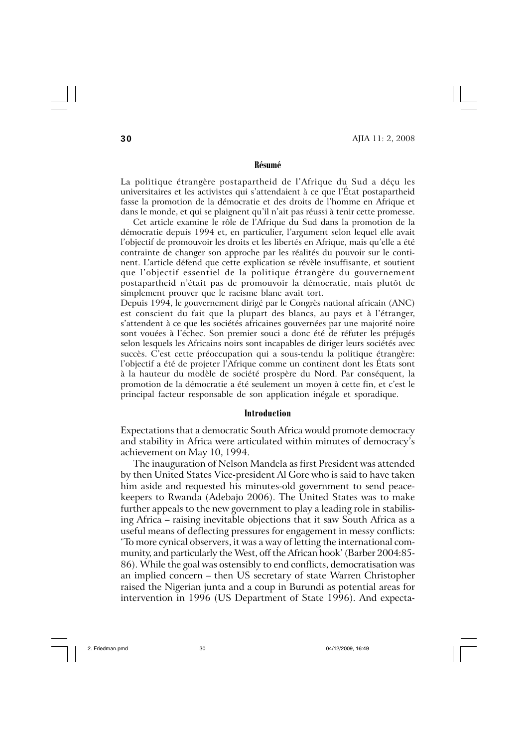## Résumé

La politique étrangère postapartheid de l'Afrique du Sud a déçu les universitaires et les activistes qui s'attendaient à ce que l'État postapartheid fasse la promotion de la démocratie et des droits de l'homme en Afrique et dans le monde, et qui se plaignent qu'il n'ait pas réussi à tenir cette promesse.

Cet article examine le rôle de l'Afrique du Sud dans la promotion de la démocratie depuis 1994 et, en particulier, l'argument selon lequel elle avait l'objectif de promouvoir les droits et les libertés en Afrique, mais qu'elle a été contrainte de changer son approche par les réalités du pouvoir sur le continent. L'article défend que cette explication se révèle insuffisante, et soutient que l'objectif essentiel de la politique étrangère du gouvernement postapartheid n'était pas de promouvoir la démocratie, mais plutôt de simplement prouver que le racisme blanc avait tort.

Depuis 1994, le gouvernement dirigé par le Congrès national africain (ANC) est conscient du fait que la plupart des blancs, au pays et à l'étranger, s'attendent à ce que les sociétés africaines gouvernées par une majorité noire sont vouées à l'échec. Son premier souci a donc été de réfuter les préjugés selon lesquels les Africains noirs sont incapables de diriger leurs sociétés avec succès. C'est cette préoccupation qui a sous-tendu la politique étrangère: l'objectif a été de projeter l'Afrique comme un continent dont les États sont à la hauteur du modèle de société prospère du Nord. Par conséquent, la promotion de la démocratie a été seulement un moyen à cette fin, et c'est le principal facteur responsable de son application inégale et sporadique.

## Introduction

Expectations that a democratic South Africa would promote democracy and stability in Africa were articulated within minutes of democracy's achievement on May 10, 1994.

The inauguration of Nelson Mandela as first President was attended by then United States Vice-president Al Gore who is said to have taken him aside and requested his minutes-old government to send peacekeepers to Rwanda (Adebajo 2006). The United States was to make further appeals to the new government to play a leading role in stabilising Africa – raising inevitable objections that it saw South Africa as a useful means of deflecting pressures for engagement in messy conflicts: 'To more cynical observers, it was a way of letting the international community, and particularly the West, off the African hook' (Barber 2004:85-86). While the goal was ostensibly to end conflicts, democratisation was an implied concern – then US secretary of state Warren Christopher raised the Nigerian junta and a coup in Burundi as potential areas for intervention in 1996 (US Department of State 1996). And expecta-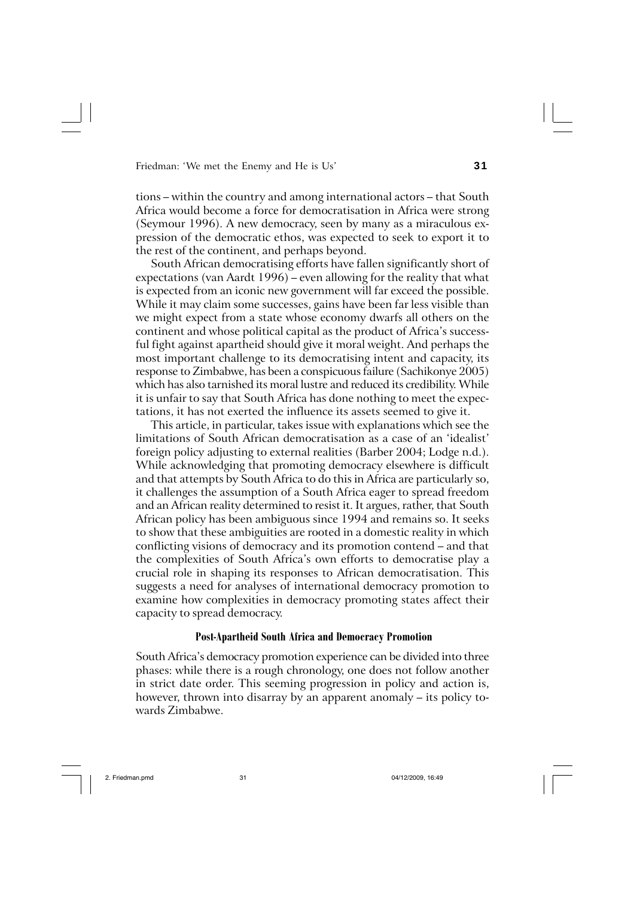tions – within the country and among international actors – that South Africa would become a force for democratisation in Africa were strong (Seymour 1996). A new democracy, seen by many as a miraculous expression of the democratic ethos, was expected to seek to export it to the rest of the continent, and perhaps beyond.

South African democratising efforts have fallen significantly short of expectations (van Aardt 1996) – even allowing for the reality that what is expected from an iconic new government will far exceed the possible. While it may claim some successes, gains have been far less visible than we might expect from a state whose economy dwarfs all others on the continent and whose political capital as the product of Africa's successful fight against apartheid should give it moral weight. And perhaps the most important challenge to its democratising intent and capacity, its response to Zimbabwe, has been a conspicuous failure (Sachikonye 2005) which has also tarnished its moral lustre and reduced its credibility. While it is unfair to say that South Africa has done nothing to meet the expectations, it has not exerted the influence its assets seemed to give it.

This article, in particular, takes issue with explanations which see the limitations of South African democratisation as a case of an 'idealist' foreign policy adjusting to external realities (Barber 2004; Lodge n.d.). While acknowledging that promoting democracy elsewhere is difficult and that attempts by South Africa to do this in Africa are particularly so, it challenges the assumption of a South Africa eager to spread freedom and an African reality determined to resist it. It argues, rather, that South African policy has been ambiguous since 1994 and remains so. It seeks to show that these ambiguities are rooted in a domestic reality in which conflicting visions of democracy and its promotion contend – and that the complexities of South Africa's own efforts to democratise play a crucial role in shaping its responses to African democratisation. This suggests a need for analyses of international democracy promotion to examine how complexities in democracy promoting states affect their capacity to spread democracy.

## Post-Apartheid South Africa and Democracy Promotion

South Africa's democracy promotion experience can be divided into three phases: while there is a rough chronology, one does not follow another in strict date order. This seeming progression in policy and action is, however, thrown into disarray by an apparent anomaly – its policy towards Zimbabwe.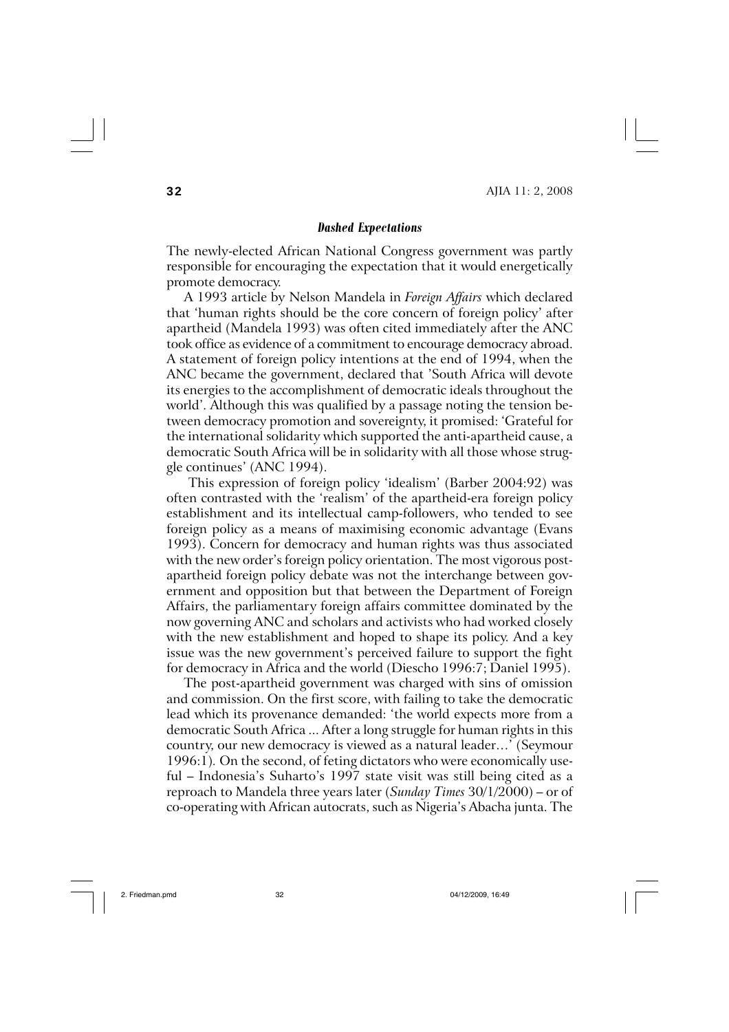### *Dashed Expectations*

The newly-elected African National Congress government was partly responsible for encouraging the expectation that it would energetically promote democracy.

A 1993 article by Nelson Mandela in *Foreign Affairs* which declared that 'human rights should be the core concern of foreign policy' after apartheid (Mandela 1993) was often cited immediately after the ANC took office as evidence of a commitment to encourage democracy abroad. A statement of foreign policy intentions at the end of 1994, when the ANC became the government, declared that 'South Africa will devote its energies to the accomplishment of democratic ideals throughout the world'. Although this was qualified by a passage noting the tension between democracy promotion and sovereignty, it promised: 'Grateful for the international solidarity which supported the anti-apartheid cause, a democratic South Africa will be in solidarity with all those whose struggle continues' (ANC 1994).

This expression of foreign policy 'idealism' (Barber 2004:92) was often contrasted with the 'realism' of the apartheid-era foreign policy establishment and its intellectual camp-followers, who tended to see foreign policy as a means of maximising economic advantage (Evans 1993). Concern for democracy and human rights was thus associated with the new order's foreign policy orientation. The most vigorous post-apartheid foreign policy debate was not the interchange between government and opposition but that between the Department of Foreign Affairs, the parliamentary foreign affairs committee dominated by the now governing ANC and scholars and activists who had worked closely with the new establishment and hoped to shape its policy. And a key issue was the new government's perceived failure to support the fight for democracy in Africa and the world (Diescho 1996:7; Daniel 1995).

The post-apartheid government was charged with sins of omission and commission. On the first score, with failing to take the democratic lead which its provenance demanded: 'the world expects more from a democratic South Africa ... After a long struggle for human rights in this country, our new democracy is viewed as a natural leader…' (Seymour 1996:1). On the second, of feting dictators who were economically useful – Indonesia's Suharto's 1997 state visit was still being cited as a reproach to Mandela three years later (*Sunday Times* 30/1/2000) – or of co-operating with African autocrats, such as Nigeria's Abacha junta. The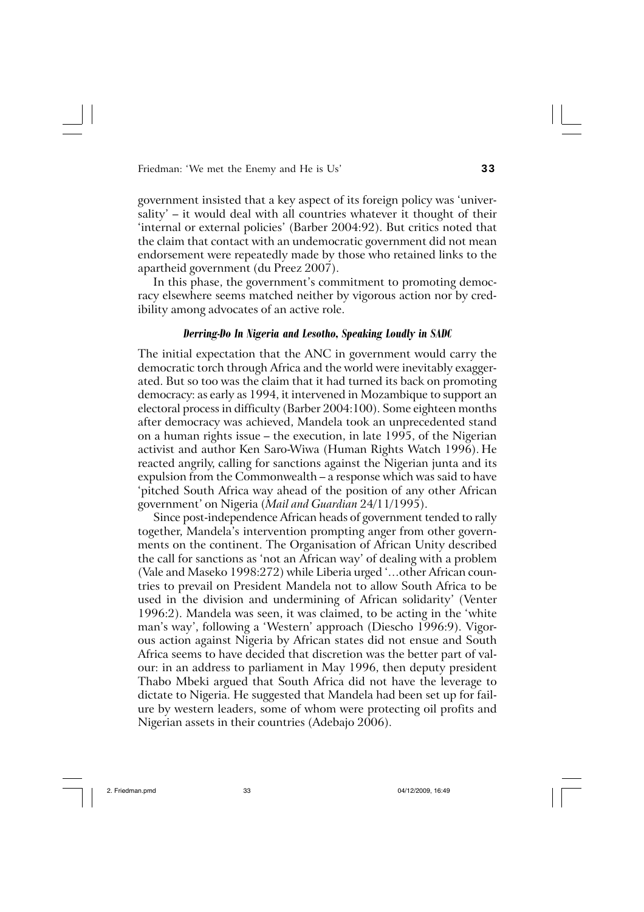government insisted that a key aspect of its foreign policy was 'universality' – it would deal with all countries whatever it thought of their 'internal or external policies' (Barber 2004:92). But critics noted that the claim that contact with an undemocratic government did not mean endorsement were repeatedly made by those who retained links to the apartheid government (du Preez 2007).

In this phase, the government's commitment to promoting democracy elsewhere seems matched neither by vigorous action nor by credibility among advocates of an active role.

### *Derring-Do In Nigeria and Lesotho, Speaking Loudly in SADC*

The initial expectation that the ANC in government would carry the democratic torch through Africa and the world were inevitably exaggerated. But so too was the claim that it had turned its back on promoting democracy: as early as 1994, it intervened in Mozambique to support an electoral process in difficulty (Barber 2004:100). Some eighteen months after democracy was achieved, Mandela took an unprecedented stand on a human rights issue – the execution, in late 1995, of the Nigerian activist and author Ken Saro-Wiwa (Human Rights Watch 1996). He reacted angrily, calling for sanctions against the Nigerian junta and its expulsion from the Commonwealth – a response which was said to have 'pitched South Africa way ahead of the position of any other African government' on Nigeria (*Mail and Guardian* 24/11/1995).

Since post-independence African heads of government tended to rally together, Mandela's intervention prompting anger from other governments on the continent. The Organisation of African Unity described the call for sanctions as 'not an African way' of dealing with a problem (Vale and Maseko 1998:272) while Liberia urged '…other African countries to prevail on President Mandela not to allow South Africa to be used in the division and undermining of African solidarity' (Venter 1996:2). Mandela was seen, it was claimed, to be acting in the 'white man's way', following a 'Western' approach (Diescho 1996:9). Vigorous action against Nigeria by African states did not ensue and South Africa seems to have decided that discretion was the better part of valour: in an address to parliament in May 1996, then deputy president Thabo Mbeki argued that South Africa did not have the leverage to dictate to Nigeria. He suggested that Mandela had been set up for failure by western leaders, some of whom were protecting oil profits and Nigerian assets in their countries (Adebajo 2006).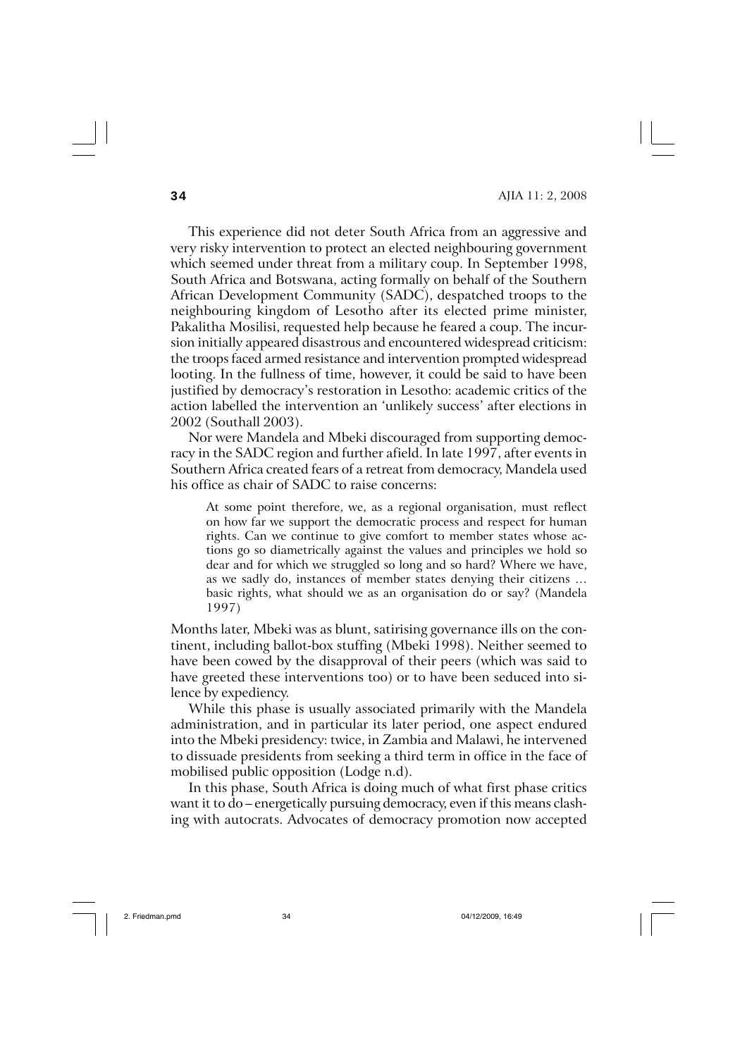This experience did not deter South Africa from an aggressive and very risky intervention to protect an elected neighbouring government which seemed under threat from a military coup. In September 1998, South Africa and Botswana, acting formally on behalf of the Southern African Development Community (SADC), despatched troops to the neighbouring kingdom of Lesotho after its elected prime minister, Pakalitha Mosilisi, requested help because he feared a coup. The incursion initially appeared disastrous and encountered widespread criticism: the troops faced armed resistance and intervention prompted widespread looting. In the fullness of time, however, it could be said to have been justified by democracy's restoration in Lesotho: academic critics of the action labelled the intervention an 'unlikely success' after elections in 2002 (Southall 2003).

Nor were Mandela and Mbeki discouraged from supporting democracy in the SADC region and further afield. In late 1997, after events in Southern Africa created fears of a retreat from democracy, Mandela used his office as chair of SADC to raise concerns:

> At some point therefore, we, as a regional organisation, must reflect on how far we support the democratic process and respect for human rights. Can we continue to give comfort to member states whose actions go so diametrically against the values and principles we hold so dear and for which we struggled so long and so hard? Where we have, as we sadly do, instances of member states denying their citizens … basic rights, what should we as an organisation do or say? (Mandela 1997)

Months later, Mbeki was as blunt, satirising governance ills on the continent, including ballot-box stuffing (Mbeki 1998). Neither seemed to have been cowed by the disapproval of their peers (which was said to have greeted these interventions too) or to have been seduced into silence by expediency.

While this phase is usually associated primarily with the Mandela administration, and in particular its later period, one aspect endured into the Mbeki presidency: twice, in Zambia and Malawi, he intervened to dissuade presidents from seeking a third term in office in the face of mobilised public opposition (Lodge n.d).

In this phase, South Africa is doing much of what first phase critics want it to do – energetically pursuing democracy, even if this means clashing with autocrats. Advocates of democracy promotion now accepted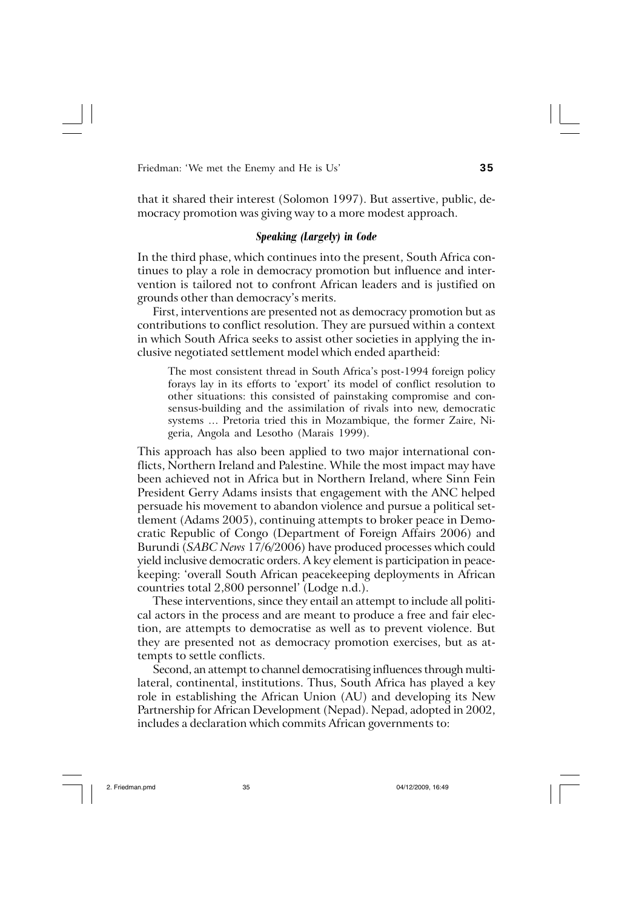that it shared their interest (Solomon 1997). But assertive, public, democracy promotion was giving way to a more modest approach.

### *Speaking (Largely) in Code*

In the third phase, which continues into the present, South Africa continues to play a role in democracy promotion but influence and intervention is tailored not to confront African leaders and is justified on grounds other than democracy's merits.

First, interventions are presented not as democracy promotion but as contributions to conflict resolution. They are pursued within a context in which South Africa seeks to assist other societies in applying the inclusive negotiated settlement model which ended apartheid:

> The most consistent thread in South Africa's post-1994 foreign policy forays lay in its efforts to 'export' its model of conflict resolution to other situations: this consisted of painstaking compromise and consensus-building and the assimilation of rivals into new, democratic systems ... Pretoria tried this in Mozambique, the former Zaire, Nigeria, Angola and Lesotho (Marais 1999).

This approach has also been applied to two major international conflicts, Northern Ireland and Palestine. While the most impact may have been achieved not in Africa but in Northern Ireland, where Sinn Fein President Gerry Adams insists that engagement with the ANC helped persuade his movement to abandon violence and pursue a political settlement (Adams 2005), continuing attempts to broker peace in Democratic Republic of Congo (Department of Foreign Affairs 2006) and Burundi (*SABC News* 17/6/2006) have produced processes which could yield inclusive democratic orders. A key element is participation in peacekeeping: 'overall South African peacekeeping deployments in African countries total 2,800 personnel' (Lodge n.d.).

These interventions, since they entail an attempt to include all political actors in the process and are meant to produce a free and fair election, are attempts to democratise as well as to prevent violence. But they are presented not as democracy promotion exercises, but as attempts to settle conflicts.

Second, an attempt to channel democratising influences through multilateral, continental, institutions. Thus, South Africa has played a key role in establishing the African Union (AU) and developing its New Partnership for African Development (Nepad). Nepad, adopted in 2002, includes a declaration which commits African governments to: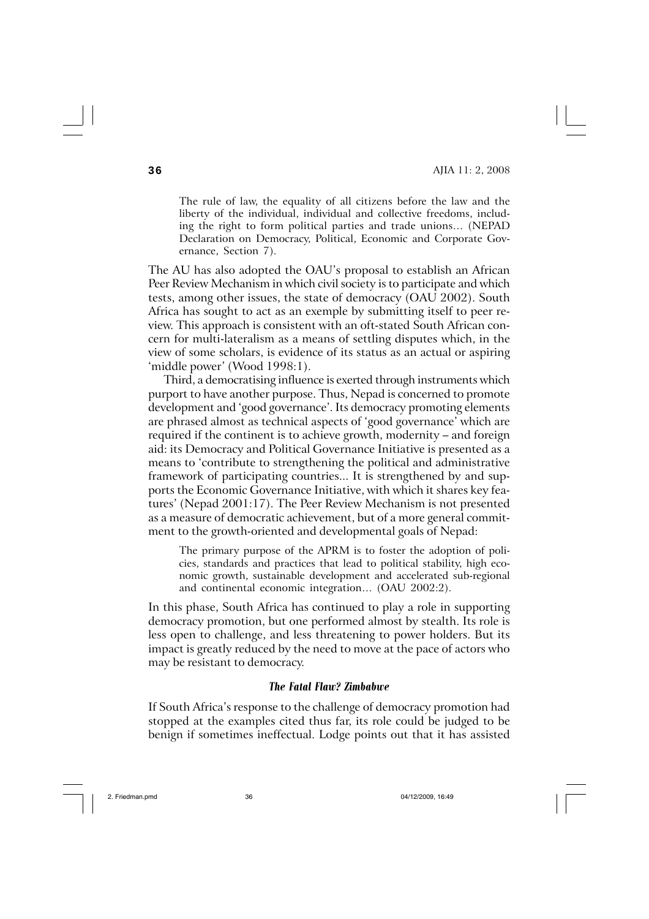> The rule of law, the equality of all citizens before the law and the liberty of the individual, individual and collective freedoms, including the right to form political parties and trade unions… (NEPAD Declaration on Democracy, Political, Economic and Corporate Governance, Section 7).

The AU has also adopted the OAU's proposal to establish an African Peer Review Mechanism in which civil society is to participate and which tests, among other issues, the state of democracy (OAU 2002). South Africa has sought to act as an exemple by submitting itself to peer review. This approach is consistent with an oft-stated South African concern for multi-lateralism as a means of settling disputes which, in the view of some scholars, is evidence of its status as an actual or aspiring 'middle power' (Wood 1998:1).

Third, a democratising influence is exerted through instruments which purport to have another purpose. Thus, Nepad is concerned to promote development and 'good governance'. Its democracy promoting elements are phrased almost as technical aspects of 'good governance' which are required if the continent is to achieve growth, modernity – and foreign aid: its Democracy and Political Governance Initiative is presented as a means to 'contribute to strengthening the political and administrative framework of participating countries... It is strengthened by and supports the Economic Governance Initiative, with which it shares key features' (Nepad 2001:17). The Peer Review Mechanism is not presented as a measure of democratic achievement, but of a more general commitment to the growth-oriented and developmental goals of Nepad:

> The primary purpose of the APRM is to foster the adoption of policies, standards and practices that lead to political stability, high economic growth, sustainable development and accelerated sub-regional and continental economic integration… (OAU 2002:2).

In this phase, South Africa has continued to play a role in supporting democracy promotion, but one performed almost by stealth. Its role is less open to challenge, and less threatening to power holders. But its impact is greatly reduced by the need to move at the pace of actors who may be resistant to democracy.

### *The Fatal Flaw? Zimbabwe*

If South Africa's response to the challenge of democracy promotion had stopped at the examples cited thus far, its role could be judged to be benign if sometimes ineffectual. Lodge points out that it has assisted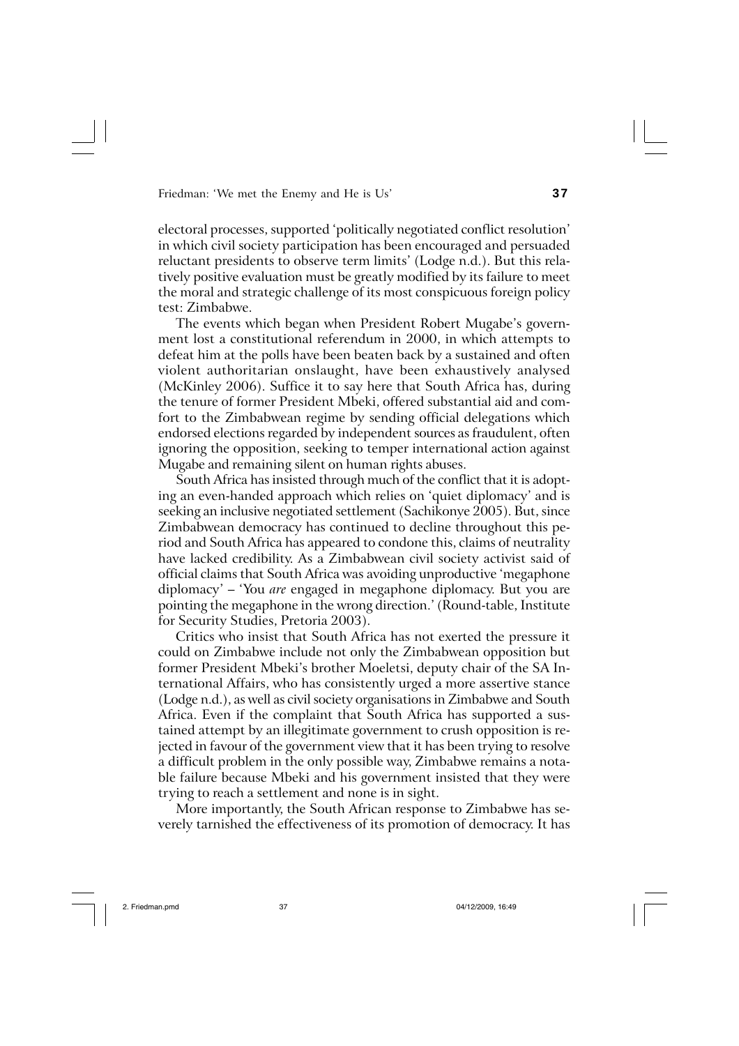electoral processes, supported 'politically negotiated conflict resolution' in which civil society participation has been encouraged and persuaded reluctant presidents to observe term limits' (Lodge n.d.). But this relatively positive evaluation must be greatly modified by its failure to meet the moral and strategic challenge of its most conspicuous foreign policy test: Zimbabwe.

The events which began when President Robert Mugabe's government lost a constitutional referendum in 2000, in which attempts to defeat him at the polls have been beaten back by a sustained and often violent authoritarian onslaught, have been exhaustively analysed (McKinley 2006). Suffice it to say here that South Africa has, during the tenure of former President Mbeki, offered substantial aid and comfort to the Zimbabwean regime by sending official delegations which endorsed elections regarded by independent sources as fraudulent, often ignoring the opposition, seeking to temper international action against Mugabe and remaining silent on human rights abuses.

South Africa has insisted through much of the conflict that it is adopting an even-handed approach which relies on 'quiet diplomacy' and is seeking an inclusive negotiated settlement (Sachikonye 2005). But, since Zimbabwean democracy has continued to decline throughout this period and South Africa has appeared to condone this, claims of neutrality have lacked credibility. As a Zimbabwean civil society activist said of official claims that South Africa was avoiding unproductive 'megaphone diplomacy' – 'You *are* engaged in megaphone diplomacy. But you are pointing the megaphone in the wrong direction.' (Round-table, Institute for Security Studies, Pretoria 2003).

Critics who insist that South Africa has not exerted the pressure it could on Zimbabwe include not only the Zimbabwean opposition but former President Mbeki's brother Moeletsi, deputy chair of the SA International Affairs, who has consistently urged a more assertive stance (Lodge n.d.), as well as civil society organisations in Zimbabwe and South Africa. Even if the complaint that South Africa has supported a sustained attempt by an illegitimate government to crush opposition is rejected in favour of the government view that it has been trying to resolve a difficult problem in the only possible way, Zimbabwe remains a notable failure because Mbeki and his government insisted that they were trying to reach a settlement and none is in sight.

More importantly, the South African response to Zimbabwe has severely tarnished the effectiveness of its promotion of democracy. It has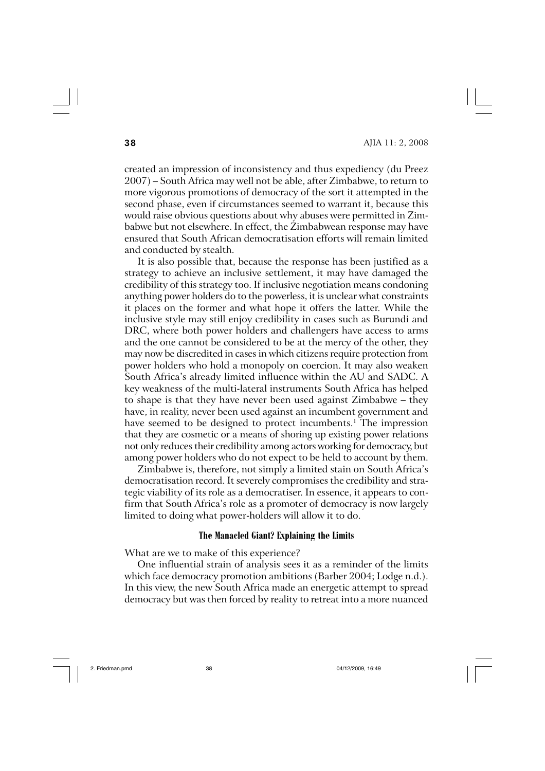created an impression of inconsistency and thus expediency (du Preez 2007) – South Africa may well not be able, after Zimbabwe, to return to more vigorous promotions of democracy of the sort it attempted in the second phase, even if circumstances seemed to warrant it, because this would raise obvious questions about why abuses were permitted in Zimbabwe but not elsewhere. In effect, the Zimbabwean response may have ensured that South African democratisation efforts will remain limited and conducted by stealth.

It is also possible that, because the response has been justified as a strategy to achieve an inclusive settlement, it may have damaged the credibility of this strategy too. If inclusive negotiation means condoning anything power holders do to the powerless, it is unclear what constraints it places on the former and what hope it offers the latter. While the inclusive style may still enjoy credibility in cases such as Burundi and DRC, where both power holders and challengers have access to arms and the one cannot be considered to be at the mercy of the other, they may now be discredited in cases in which citizens require protection from power holders who hold a monopoly on coercion. It may also weaken South Africa's already limited influence within the AU and SADC. A key weakness of the multi-lateral instruments South Africa has helped to shape is that they have never been used against Zimbabwe – they have, in reality, never been used against an incumbent government and have seemed to be designed to protect incumbents.[1] The impression that they are cosmetic or a means of shoring up existing power relations not only reduces their credibility among actors working for democracy, but among power holders who do not expect to be held to account by them.

Zimbabwe is, therefore, not simply a limited stain on South Africa's democratisation record. It severely compromises the credibility and strategic viability of its role as a democratiser. In essence, it appears to confirm that South Africa's role as a promoter of democracy is now largely limited to doing what power-holders will allow it to do.

## The Manacled Giant? Explaining the Limits

What are we to make of this experience?

One influential strain of analysis sees it as a reminder of the limits which face democracy promotion ambitions (Barber 2004; Lodge n.d.). In this view, the new South Africa made an energetic attempt to spread democracy but was then forced by reality to retreat into a more nuanced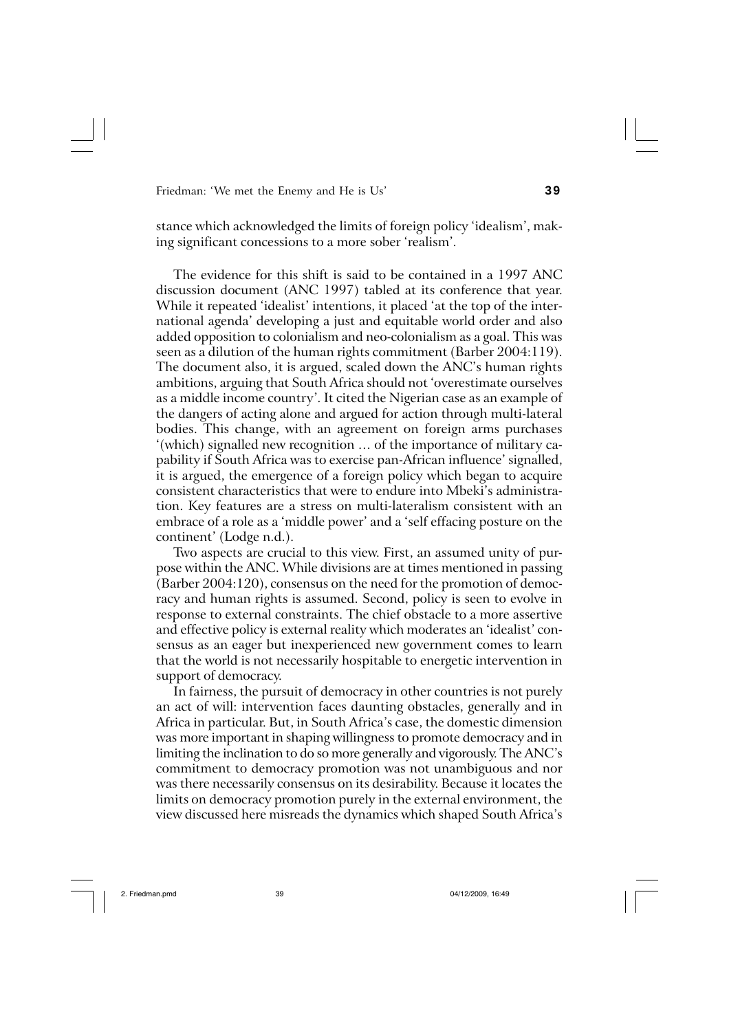stance which acknowledged the limits of foreign policy 'idealism', making significant concessions to a more sober 'realism'.

The evidence for this shift is said to be contained in a 1997 ANC discussion document (ANC 1997) tabled at its conference that year. While it repeated 'idealist' intentions, it placed 'at the top of the international agenda' developing a just and equitable world order and also added opposition to colonialism and neo-colonialism as a goal. This was seen as a dilution of the human rights commitment (Barber 2004:119). The document also, it is argued, scaled down the ANC's human rights ambitions, arguing that South Africa should not 'overestimate ourselves as a middle income country'. It cited the Nigerian case as an example of the dangers of acting alone and argued for action through multi-lateral bodies. This change, with an agreement on foreign arms purchases '(which) signalled new recognition … of the importance of military capability if South Africa was to exercise pan-African influence' signalled, it is argued, the emergence of a foreign policy which began to acquire consistent characteristics that were to endure into Mbeki's administration. Key features are a stress on multi-lateralism consistent with an embrace of a role as a 'middle power' and a 'self effacing posture on the continent' (Lodge n.d.).

Two aspects are crucial to this view. First, an assumed unity of purpose within the ANC. While divisions are at times mentioned in passing (Barber 2004:120), consensus on the need for the promotion of democracy and human rights is assumed. Second, policy is seen to evolve in response to external constraints. The chief obstacle to a more assertive and effective policy is external reality which moderates an 'idealist' consensus as an eager but inexperienced new government comes to learn that the world is not necessarily hospitable to energetic intervention in support of democracy.

In fairness, the pursuit of democracy in other countries is not purely an act of will: intervention faces daunting obstacles, generally and in Africa in particular. But, in South Africa's case, the domestic dimension was more important in shaping willingness to promote democracy and in limiting the inclination to do so more generally and vigorously. The ANC's commitment to democracy promotion was not unambiguous and nor was there necessarily consensus on its desirability. Because it locates the limits on democracy promotion purely in the external environment, the view discussed here misreads the dynamics which shaped South Africa's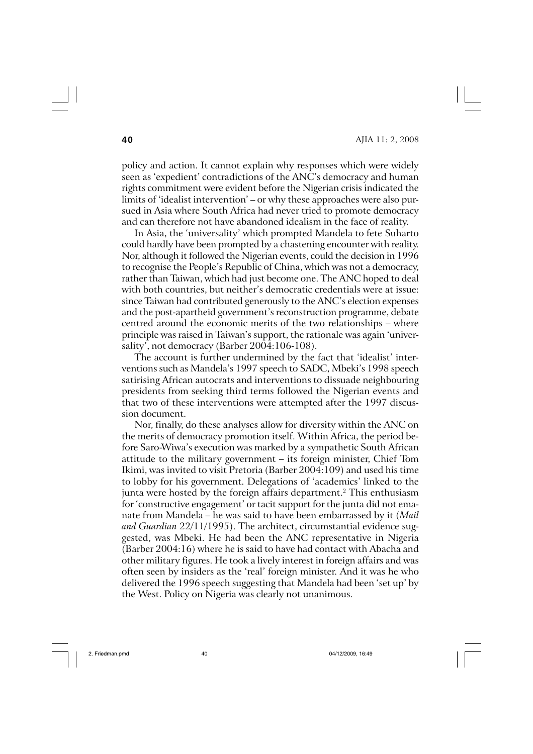policy and action. It cannot explain why responses which were widely seen as 'expedient' contradictions of the ANC's democracy and human rights commitment were evident before the Nigerian crisis indicated the limits of 'idealist intervention' – or why these approaches were also pursued in Asia where South Africa had never tried to promote democracy and can therefore not have abandoned idealism in the face of reality.

In Asia, the 'universality' which prompted Mandela to fete Suharto could hardly have been prompted by a chastening encounter with reality. Nor, although it followed the Nigerian events, could the decision in 1996 to recognise the People's Republic of China, which was not a democracy, rather than Taiwan, which had just become one. The ANC hoped to deal with both countries, but neither's democratic credentials were at issue: since Taiwan had contributed generously to the ANC's election expenses and the post-apartheid government's reconstruction programme, debate centred around the economic merits of the two relationships – where principle was raised in Taiwan's support, the rationale was again 'universality', not democracy (Barber 2004:106-108).

The account is further undermined by the fact that 'idealist' interventions such as Mandela's 1997 speech to SADC, Mbeki's 1998 speech satirising African autocrats and interventions to dissuade neighbouring presidents from seeking third terms followed the Nigerian events and that two of these interventions were attempted after the 1997 discussion document.

Nor, finally, do these analyses allow for diversity within the ANC on the merits of democracy promotion itself. Within Africa, the period before Saro-Wiwa's execution was marked by a sympathetic South African attitude to the military government – its foreign minister, Chief Tom Ikimi, was invited to visit Pretoria (Barber 2004:109) and used his time to lobby for his government. Delegations of 'academics' linked to the junta were hosted by the foreign affairs department.[2] This enthusiasm for 'constructive engagement' or tacit support for the junta did not emanate from Mandela – he was said to have been embarrassed by it (*Mail and Guardian* 22/11/1995). The architect, circumstantial evidence suggested, was Mbeki. He had been the ANC representative in Nigeria (Barber 2004:16) where he is said to have had contact with Abacha and other military figures. He took a lively interest in foreign affairs and was often seen by insiders as the 'real' foreign minister. And it was he who delivered the 1996 speech suggesting that Mandela had been 'set up' by the West. Policy on Nigeria was clearly not unanimous.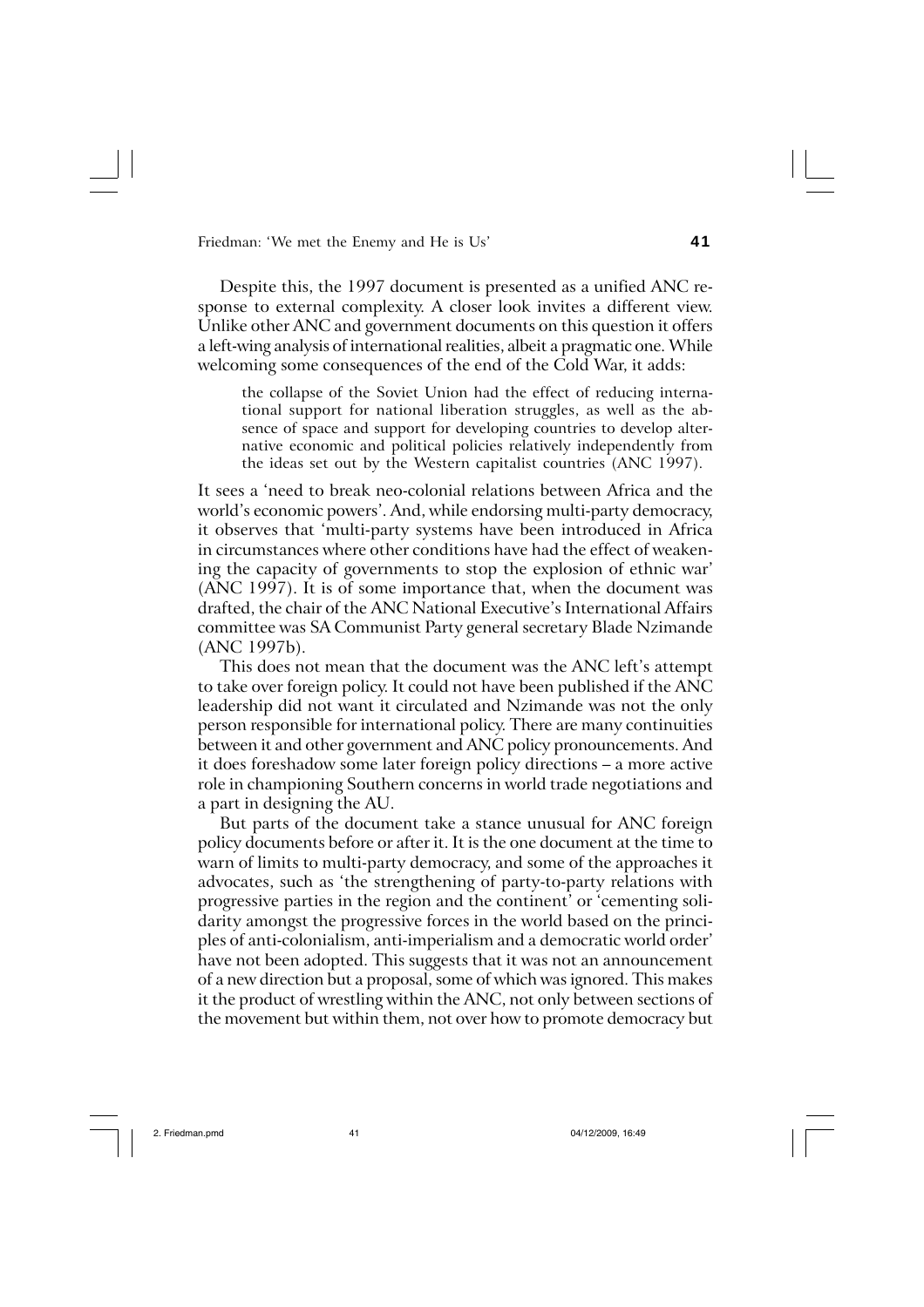Despite this, the 1997 document is presented as a unified ANC response to external complexity. A closer look invites a different view. Unlike other ANC and government documents on this question it offers a left-wing analysis of international realities, albeit a pragmatic one. While welcoming some consequences of the end of the Cold War, it adds:

> the collapse of the Soviet Union had the effect of reducing international support for national liberation struggles, as well as the absence of space and support for developing countries to develop alternative economic and political policies relatively independently from the ideas set out by the Western capitalist countries (ANC 1997).

It sees a 'need to break neo-colonial relations between Africa and the world's economic powers'. And, while endorsing multi-party democracy, it observes that 'multi-party systems have been introduced in Africa in circumstances where other conditions have had the effect of weakening the capacity of governments to stop the explosion of ethnic war' (ANC 1997). It is of some importance that, when the document was drafted, the chair of the ANC National Executive's International Affairs committee was SA Communist Party general secretary Blade Nzimande (ANC 1997b).

This does not mean that the document was the ANC left's attempt to take over foreign policy. It could not have been published if the ANC leadership did not want it circulated and Nzimande was not the only person responsible for international policy. There are many continuities between it and other government and ANC policy pronouncements. And it does foreshadow some later foreign policy directions – a more active role in championing Southern concerns in world trade negotiations and a part in designing the AU.

But parts of the document take a stance unusual for ANC foreign policy documents before or after it. It is the one document at the time to warn of limits to multi-party democracy, and some of the approaches it advocates, such as 'the strengthening of party-to-party relations with progressive parties in the region and the continent' or 'cementing solidarity amongst the progressive forces in the world based on the principles of anti-colonialism, anti-imperialism and a democratic world order' have not been adopted. This suggests that it was not an announcement of a new direction but a proposal, some of which was ignored. This makes it the product of wrestling within the ANC, not only between sections of the movement but within them, not over how to promote democracy but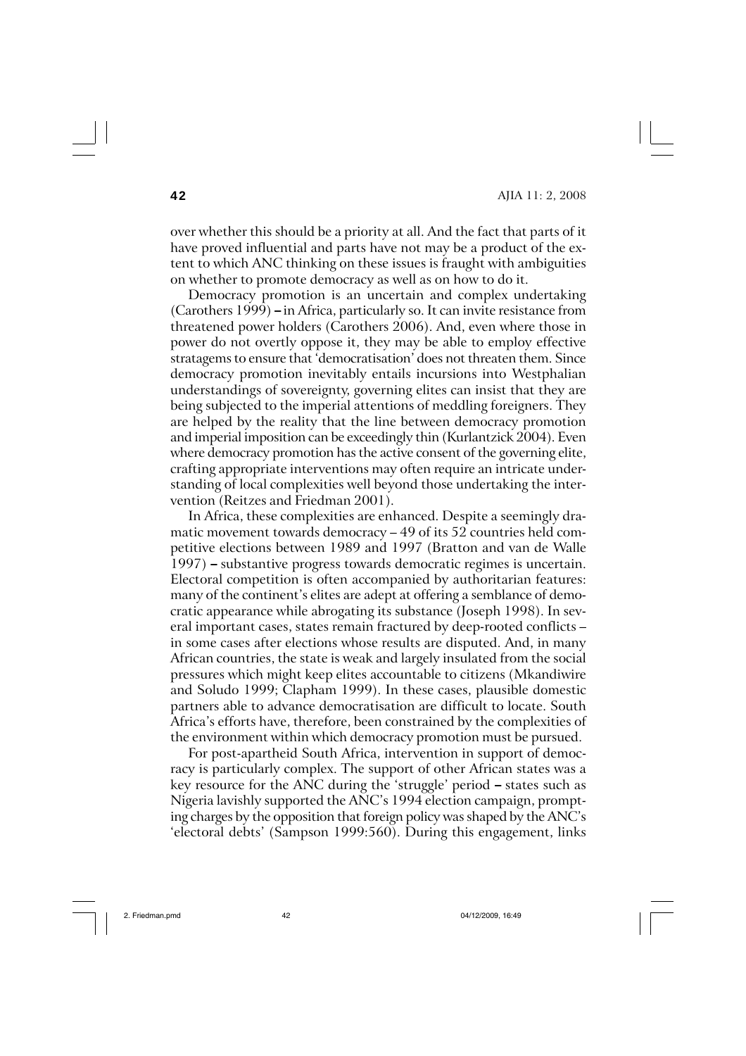over whether this should be a priority at all. And the fact that parts of it have proved influential and parts have not may be a product of the extent to which ANC thinking on these issues is fraught with ambiguities on whether to promote democracy as well as on how to do it.

Democracy promotion is an uncertain and complex undertaking (Carothers 1999) – in Africa, particularly so. It can invite resistance from threatened power holders (Carothers 2006). And, even where those in power do not overtly oppose it, they may be able to employ effective stratagems to ensure that 'democratisation' does not threaten them. Since democracy promotion inevitably entails incursions into Westphalian understandings of sovereignty, governing elites can insist that they are being subjected to the imperial attentions of meddling foreigners. They are helped by the reality that the line between democracy promotion and imperial imposition can be exceedingly thin (Kurlantzick 2004). Even where democracy promotion has the active consent of the governing elite, crafting appropriate interventions may often require an intricate understanding of local complexities well beyond those undertaking the intervention (Reitzes and Friedman 2001).

In Africa, these complexities are enhanced. Despite a seemingly dramatic movement towards democracy – 49 of its 52 countries held competitive elections between 1989 and 1997 (Bratton and van de Walle 1997) – substantive progress towards democratic regimes is uncertain. Electoral competition is often accompanied by authoritarian features: many of the continent's elites are adept at offering a semblance of democratic appearance while abrogating its substance (Joseph 1998). In several important cases, states remain fractured by deep-rooted conflicts – in some cases after elections whose results are disputed. And, in many African countries, the state is weak and largely insulated from the social pressures which might keep elites accountable to citizens (Mkandiwire and Soludo 1999; Clapham 1999). In these cases, plausible domestic partners able to advance democratisation are difficult to locate. South Africa's efforts have, therefore, been constrained by the complexities of the environment within which democracy promotion must be pursued.

For post-apartheid South Africa, intervention in support of democracy is particularly complex. The support of other African states was a key resource for the ANC during the 'struggle' period – states such as Nigeria lavishly supported the ANC's 1994 election campaign, prompting charges by the opposition that foreign policy was shaped by the ANC's 'electoral debts' (Sampson 1999:560). During this engagement, links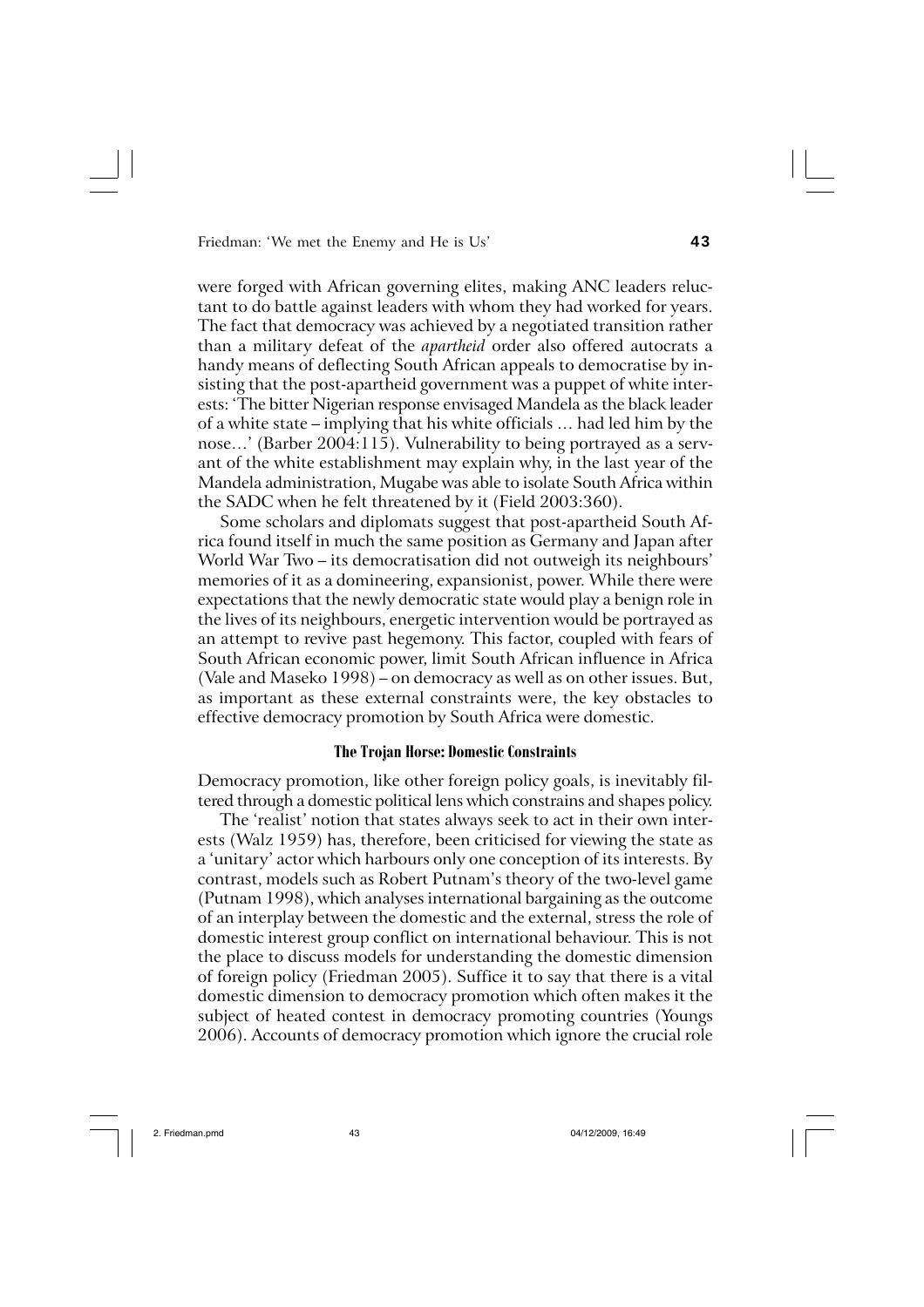were forged with African governing elites, making ANC leaders reluctant to do battle against leaders with whom they had worked for years. The fact that democracy was achieved by a negotiated transition rather than a military defeat of the *apartheid* order also offered autocrats a handy means of deflecting South African appeals to democratise by insisting that the post-apartheid government was a puppet of white interests: 'The bitter Nigerian response envisaged Mandela as the black leader of a white state – implying that his white officials … had led him by the nose…' (Barber 2004:115). Vulnerability to being portrayed as a servant of the white establishment may explain why, in the last year of the Mandela administration, Mugabe was able to isolate South Africa within the SADC when he felt threatened by it (Field 2003:360).

Some scholars and diplomats suggest that post-apartheid South Africa found itself in much the same position as Germany and Japan after World War Two – its democratisation did not outweigh its neighbours' memories of it as a domineering, expansionist, power. While there were expectations that the newly democratic state would play a benign role in the lives of its neighbours, energetic intervention would be portrayed as an attempt to revive past hegemony. This factor, coupled with fears of South African economic power, limit South African influence in Africa (Vale and Maseko 1998) – on democracy as well as on other issues. But, as important as these external constraints were, the key obstacles to effective democracy promotion by South Africa were domestic.

### The Trojan Horse: Domestic Constraints

Democracy promotion, like other foreign policy goals, is inevitably filtered through a domestic political lens which constrains and shapes policy.

The 'realist' notion that states always seek to act in their own interests (Walz 1959) has, therefore, been criticised for viewing the state as a 'unitary' actor which harbours only one conception of its interests. By contrast, models such as Robert Putnam's theory of the two-level game (Putnam 1998), which analyses international bargaining as the outcome of an interplay between the domestic and the external, stress the role of domestic interest group conflict on international behaviour. This is not the place to discuss models for understanding the domestic dimension of foreign policy (Friedman 2005). Suffice it to say that there is a vital domestic dimension to democracy promotion which often makes it the subject of heated contest in democracy promoting countries (Youngs 2006). Accounts of democracy promotion which ignore the crucial role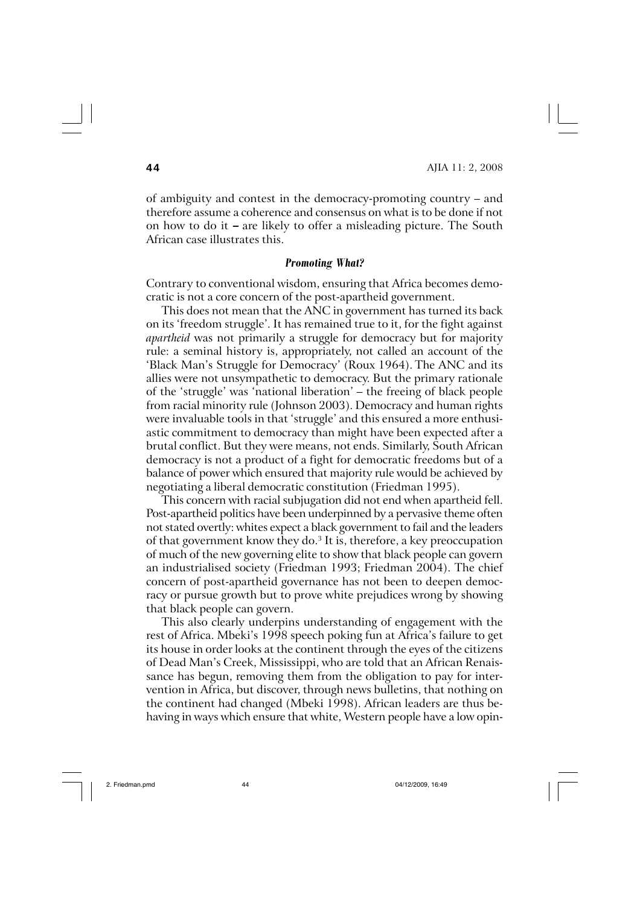of ambiguity and contest in the democracy-promoting country – and therefore assume a coherence and consensus on what is to be done if not on how to do it – are likely to offer a misleading picture. The South African case illustrates this.

### *Promoting What?*

Contrary to conventional wisdom, ensuring that Africa becomes democratic is not a core concern of the post-apartheid government.

This does not mean that the ANC in government has turned its back on its 'freedom struggle'. It has remained true to it, for the fight against *apartheid* was not primarily a struggle for democracy but for majority rule: a seminal history is, appropriately, not called an account of the 'Black Man's Struggle for Democracy' (Roux 1964). The ANC and its allies were not unsympathetic to democracy. But the primary rationale of the 'struggle' was 'national liberation' – the freeing of black people from racial minority rule (Johnson 2003). Democracy and human rights were invaluable tools in that 'struggle' and this ensured a more enthusiastic commitment to democracy than might have been expected after a brutal conflict. But they were means, not ends. Similarly, South African democracy is not a product of a fight for democratic freedoms but of a balance of power which ensured that majority rule would be achieved by negotiating a liberal democratic constitution (Friedman 1995).

This concern with racial subjugation did not end when apartheid fell. Post-apartheid politics have been underpinned by a pervasive theme often not stated overtly: whites expect a black government to fail and the leaders of that government know they do.[3] It is, therefore, a key preoccupation of much of the new governing elite to show that black people can govern an industrialised society (Friedman 1993; Friedman 2004). The chief concern of post-apartheid governance has not been to deepen democracy or pursue growth but to prove white prejudices wrong by showing that black people can govern.

This also clearly underpins understanding of engagement with the rest of Africa. Mbeki's 1998 speech poking fun at Africa's failure to get its house in order looks at the continent through the eyes of the citizens of Dead Man's Creek, Mississippi, who are told that an African Renaissance has begun, removing them from the obligation to pay for intervention in Africa, but discover, through news bulletins, that nothing on the continent had changed (Mbeki 1998). African leaders are thus behaving in ways which ensure that white, Western people have a low opin-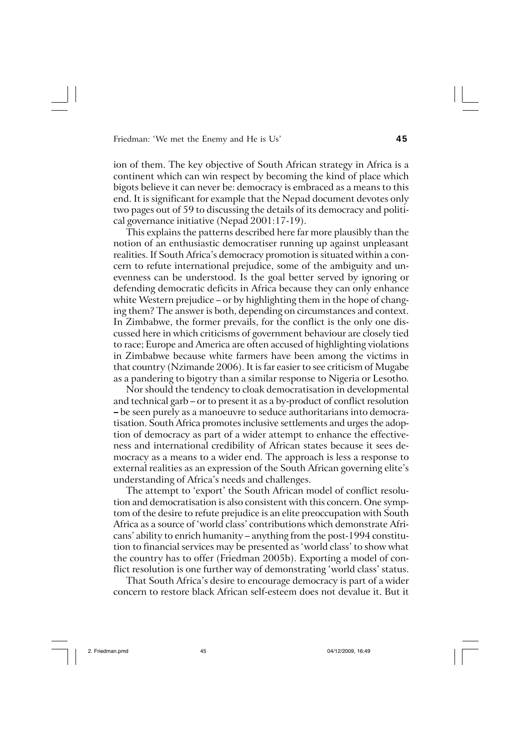ion of them. The key objective of South African strategy in Africa is a continent which can win respect by becoming the kind of place which bigots believe it can never be: democracy is embraced as a means to this end. It is significant for example that the Nepad document devotes only two pages out of 59 to discussing the details of its democracy and political governance initiative (Nepad 2001:17-19).

This explains the patterns described here far more plausibly than the notion of an enthusiastic democratiser running up against unpleasant realities. If South Africa's democracy promotion is situated within a concern to refute international prejudice, some of the ambiguity and unevenness can be understood. Is the goal better served by ignoring or defending democratic deficits in Africa because they can only enhance white Western prejudice – or by highlighting them in the hope of changing them? The answer is both, depending on circumstances and context. In Zimbabwe, the former prevails, for the conflict is the only one discussed here in which criticisms of government behaviour are closely tied to race; Europe and America are often accused of highlighting violations in Zimbabwe because white farmers have been among the victims in that country (Nzimande 2006). It is far easier to see criticism of Mugabe as a pandering to bigotry than a similar response to Nigeria or Lesotho.

Nor should the tendency to cloak democratisation in developmental and technical garb – or to present it as a by-product of conflict resolution – be seen purely as a manoeuvre to seduce authoritarians into democratisation. South Africa promotes inclusive settlements and urges the adoption of democracy as part of a wider attempt to enhance the effectiveness and international credibility of African states because it sees democracy as a means to a wider end. The approach is less a response to external realities as an expression of the South African governing elite's understanding of Africa's needs and challenges.

The attempt to 'export' the South African model of conflict resolution and democratisation is also consistent with this concern. One symptom of the desire to refute prejudice is an elite preoccupation with South Africa as a source of 'world class' contributions which demonstrate Africans' ability to enrich humanity – anything from the post-1994 constitution to financial services may be presented as 'world class' to show what the country has to offer (Friedman 2005b). Exporting a model of conflict resolution is one further way of demonstrating 'world class' status.

That South Africa's desire to encourage democracy is part of a wider concern to restore black African self-esteem does not devalue it. But it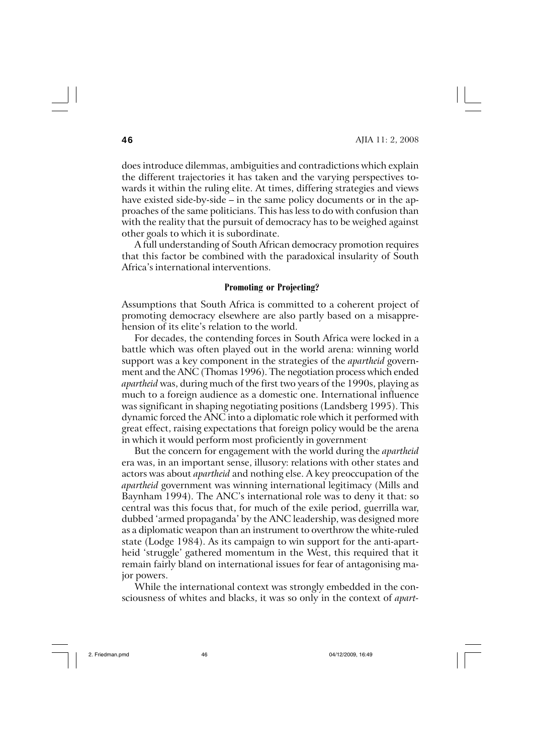does introduce dilemmas, ambiguities and contradictions which explain the different trajectories it has taken and the varying perspectives towards it within the ruling elite. At times, differing strategies and views have existed side-by-side – in the same policy documents or in the approaches of the same politicians. This has less to do with confusion than with the reality that the pursuit of democracy has to be weighed against other goals to which it is subordinate.

A full understanding of South African democracy promotion requires that this factor be combined with the paradoxical insularity of South Africa's international interventions.

### Promoting or Projecting?

Assumptions that South Africa is committed to a coherent project of promoting democracy elsewhere are also partly based on a misapprehension of its elite's relation to the world.

For decades, the contending forces in South Africa were locked in a battle which was often played out in the world arena: winning world support was a key component in the strategies of the *apartheid* government and the ANC (Thomas 1996). The negotiation process which ended *apartheid* was, during much of the first two years of the 1990s, playing as much to a foreign audience as a domestic one. International influence was significant in shaping negotiating positions (Landsberg 1995). This dynamic forced the ANC into a diplomatic role which it performed with great effect, raising expectations that foreign policy would be the arena in which it would perform most proficiently in government.

But the concern for engagement with the world during the *apartheid* era was, in an important sense, illusory: relations with other states and actors was about *apartheid* and nothing else. A key preoccupation of the *apartheid* government was winning international legitimacy (Mills and Baynham 1994). The ANC's international role was to deny it that: so central was this focus that, for much of the exile period, guerrilla war, dubbed 'armed propaganda' by the ANC leadership, was designed more as a diplomatic weapon than an instrument to overthrow the white-ruled state (Lodge 1984). As its campaign to win support for the anti-apartheid 'struggle' gathered momentum in the West, this required that it remain fairly bland on international issues for fear of antagonising major powers.

While the international context was strongly embedded in the consciousness of whites and blacks, it was so only in the context of *apart-*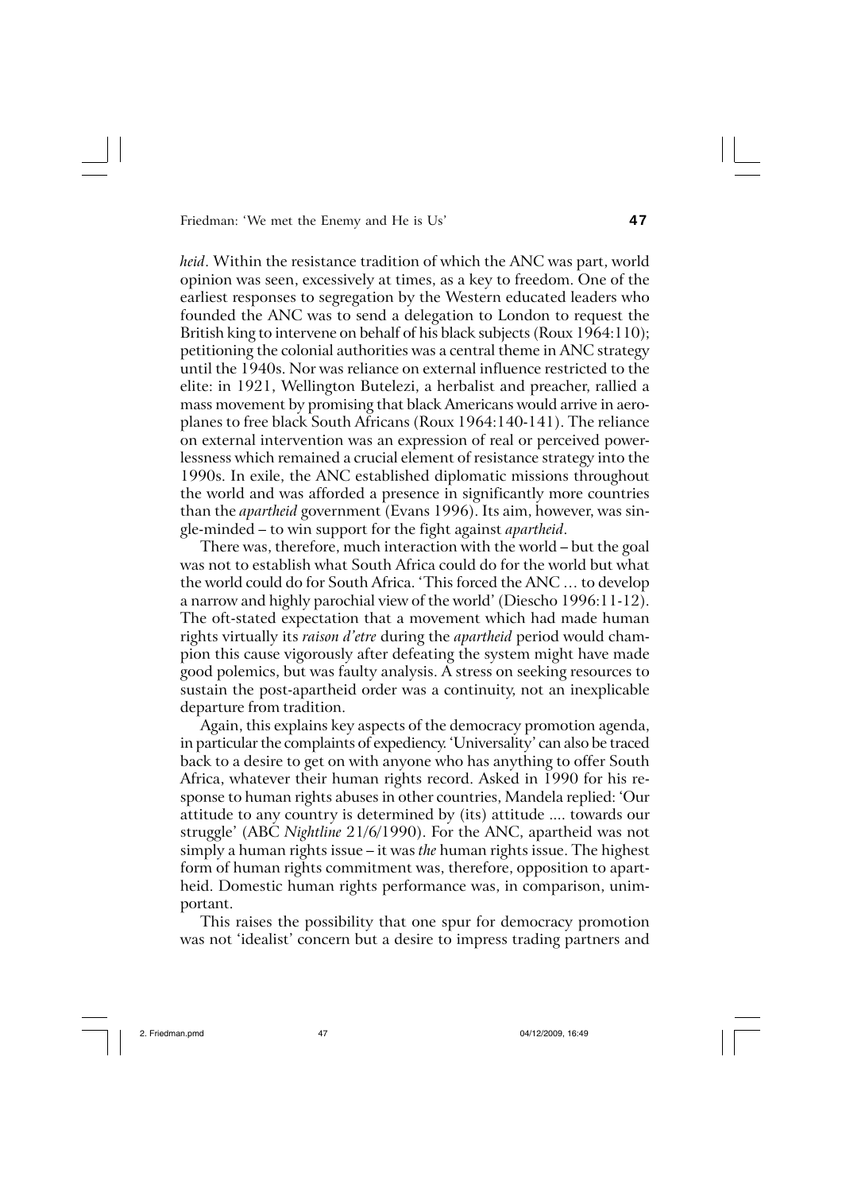*heid*. Within the resistance tradition of which the ANC was part, world opinion was seen, excessively at times, as a key to freedom. One of the earliest responses to segregation by the Western educated leaders who founded the ANC was to send a delegation to London to request the British king to intervene on behalf of his black subjects (Roux 1964:110); petitioning the colonial authorities was a central theme in ANC strategy until the 1940s. Nor was reliance on external influence restricted to the elite: in 1921, Wellington Butelezi, a herbalist and preacher, rallied a mass movement by promising that black Americans would arrive in aeroplanes to free black South Africans (Roux 1964:140-141). The reliance on external intervention was an expression of real or perceived powerlessness which remained a crucial element of resistance strategy into the 1990s. In exile, the ANC established diplomatic missions throughout the world and was afforded a presence in significantly more countries than the *apartheid* government (Evans 1996). Its aim, however, was single-minded – to win support for the fight against *apartheid*.

There was, therefore, much interaction with the world – but the goal was not to establish what South Africa could do for the world but what the world could do for South Africa. 'This forced the ANC ... to develop a narrow and highly parochial view of the world' (Diescho 1996:11-12). The oft-stated expectation that a movement which had made human rights virtually its *raison d'etre* during the *apartheid* period would champion this cause vigorously after defeating the system might have made good polemics, but was faulty analysis. A stress on seeking resources to sustain the post-apartheid order was a continuity, not an inexplicable departure from tradition.

Again, this explains key aspects of the democracy promotion agenda, in particular the complaints of expediency. 'Universality' can also be traced back to a desire to get on with anyone who has anything to offer South Africa, whatever their human rights record. Asked in 1990 for his response to human rights abuses in other countries, Mandela replied: 'Our attitude to any country is determined by (its) attitude .... towards our struggle' (ABC *Nightline* 21/6/1990). For the ANC, apartheid was not simply a human rights issue – it was *the* human rights issue. The highest form of human rights commitment was, therefore, opposition to apartheid. Domestic human rights performance was, in comparison, unimportant.

This raises the possibility that one spur for democracy promotion was not 'idealist' concern but a desire to impress trading partners and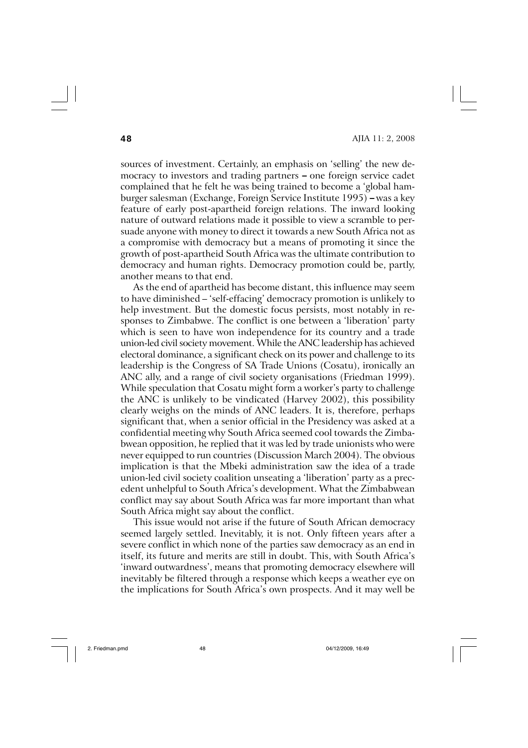sources of investment. Certainly, an emphasis on 'selling' the new democracy to investors and trading partners – one foreign service cadet complained that he felt he was being trained to become a 'global hamburger salesman (Exchange, Foreign Service Institute 1995) – was a key feature of early post-apartheid foreign relations. The inward looking nature of outward relations made it possible to view a scramble to persuade anyone with money to direct it towards a new South Africa not as a compromise with democracy but a means of promoting it since the growth of post-apartheid South Africa was the ultimate contribution to democracy and human rights. Democracy promotion could be, partly, another means to that end.

As the end of apartheid has become distant, this influence may seem to have diminished – 'self-effacing' democracy promotion is unlikely to help investment. But the domestic focus persists, most notably in responses to Zimbabwe. The conflict is one between a 'liberation' party which is seen to have won independence for its country and a trade union-led civil society movement. While the ANC leadership has achieved electoral dominance, a significant check on its power and challenge to its leadership is the Congress of SA Trade Unions (Cosatu), ironically an ANC ally, and a range of civil society organisations (Friedman 1999). While speculation that Cosatu might form a worker's party to challenge the ANC is unlikely to be vindicated (Harvey 2002), this possibility clearly weighs on the minds of ANC leaders. It is, therefore, perhaps significant that, when a senior official in the Presidency was asked at a confidential meeting why South Africa seemed cool towards the Zimbabwean opposition, he replied that it was led by trade unionists who were never equipped to run countries (Discussion March 2004). The obvious implication is that the Mbeki administration saw the idea of a trade union-led civil society coalition unseating a 'liberation' party as a precedent unhelpful to South Africa's development. What the Zimbabwean conflict may say about South Africa was far more important than what South Africa might say about the conflict.

This issue would not arise if the future of South African democracy seemed largely settled. Inevitably, it is not. Only fifteen years after a severe conflict in which none of the parties saw democracy as an end in itself, its future and merits are still in doubt. This, with South Africa's 'inward outwardness', means that promoting democracy elsewhere will inevitably be filtered through a response which keeps a weather eye on the implications for South Africa's own prospects. And it may well be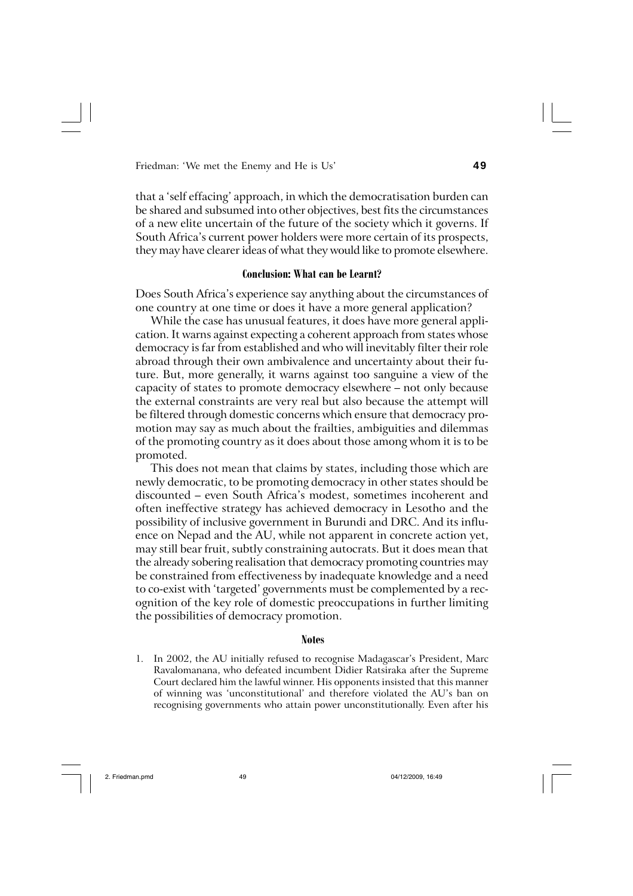that a 'self effacing' approach, in which the democratisation burden can be shared and subsumed into other objectives, best fits the circumstances of a new elite uncertain of the future of the society which it governs. If South Africa's current power holders were more certain of its prospects, they may have clearer ideas of what they would like to promote elsewhere.

### Conclusion: What can be Learnt?

Does South Africa's experience say anything about the circumstances of one country at one time or does it have a more general application?

While the case has unusual features, it does have more general application. It warns against expecting a coherent approach from states whose democracy is far from established and who will inevitably filter their role abroad through their own ambivalence and uncertainty about their future. But, more generally, it warns against too sanguine a view of the capacity of states to promote democracy elsewhere – not only because the external constraints are very real but also because the attempt will be filtered through domestic concerns which ensure that democracy promotion may say as much about the frailties, ambiguities and dilemmas of the promoting country as it does about those among whom it is to be promoted.

This does not mean that claims by states, including those which are newly democratic, to be promoting democracy in other states should be discounted – even South Africa's modest, sometimes incoherent and often ineffective strategy has achieved democracy in Lesotho and the possibility of inclusive government in Burundi and DRC. And its influence on Nepad and the AU, while not apparent in concrete action yet, may still bear fruit, subtly constraining autocrats. But it does mean that the already sobering realisation that democracy promoting countries may be constrained from effectiveness by inadequate knowledge and a need to co-exist with 'targeted' governments must be complemented by a recognition of the key role of domestic preoccupations in further limiting the possibilities of democracy promotion.

### Notes

1. In 2002, the AU initially refused to recognise Madagascar's President, Marc Ravalomanana, who defeated incumbent Didier Ratsiraka after the Supreme Court declared him the lawful winner. His opponents insisted that this manner of winning was 'unconstitutional' and therefore violated the AU's ban on recognising governments who attain power unconstitutionally. Even after his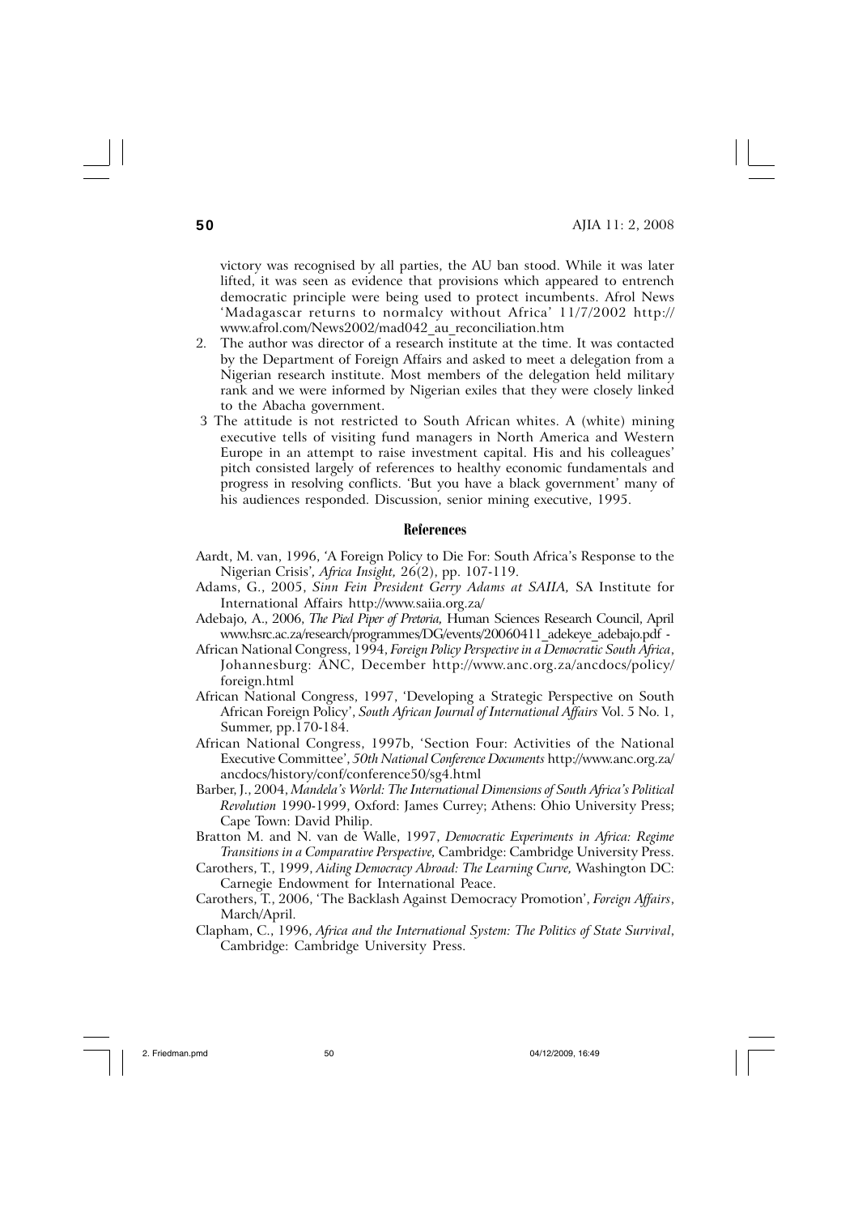victory was recognised by all parties, the AU ban stood. While it was later lifted, it was seen as evidence that provisions which appeared to entrench democratic principle were being used to protect incumbents. Afrol News 'Madagascar returns to normalcy without Africa' 11/7/2002 http://www.afrol.com/News2002/mad042_au_reconciliation.htm

2. The author was director of a research institute at the time. It was contacted by the Department of Foreign Affairs and asked to meet a delegation from a Nigerian research institute. Most members of the delegation held military rank and we were informed by Nigerian exiles that they were closely linked to the Abacha government.

3. The attitude is not restricted to South African whites. A (white) mining executive tells of visiting fund managers in North America and Western Europe in an attempt to raise investment capital. His and his colleagues' pitch consisted largely of references to healthy economic fundamentals and progress in resolving conflicts. 'But you have a black government' many of his audiences responded. Discussion, senior mining executive, 1995.

## References

Aardt, M. van, 1996, 'A Foreign Policy to Die For: South Africa's Response to the Nigerian Crisis', *Africa Insight,* 26(2), pp. 107-119.

Adams, G., 2005, *Sinn Fein President Gerry Adams at SAIIA,* SA Institute for International Affairs http://www.saiia.org.za/

Adebajo, A., 2006, *The Pied Piper of Pretoria,* Human Sciences Research Council, April www.hsrc.ac.za/research/programmes/DG/events/20060411_adekeye_adebajo.pdf -

African National Congress, 1994, *Foreign Policy Perspective in a Democratic South Africa*, Johannesburg: ANC, December http://www.anc.org.za/ancdocs/policy/foreign.html

African National Congress, 1997, 'Developing a Strategic Perspective on South African Foreign Policy', *South African Journal of International Affairs* Vol. 5 No. 1, Summer, pp.170-184.

African National Congress, 1997b, 'Section Four: Activities of the National Executive Committee', *50th National Conference Documents* http://www.anc.org.za/ancdocs/history/conf/conference50/sg4.html

Barber, J., 2004, *Mandela's World: The International Dimensions of South Africa's Political Revolution* 1990-1999, Oxford: James Currey; Athens: Ohio University Press; Cape Town: David Philip.

Bratton M. and N. van de Walle, 1997, *Democratic Experiments in Africa: Regime Transitions in a Comparative Perspective,* Cambridge: Cambridge University Press.

Carothers, T., 1999, *Aiding Democracy Abroad: The Learning Curve,* Washington DC: Carnegie Endowment for International Peace.

Carothers, T., 2006, 'The Backlash Against Democracy Promotion', *Foreign Affairs*, March/April.

Clapham, C., 1996, *Africa and the International System: The Politics of State Survival*, Cambridge: Cambridge University Press.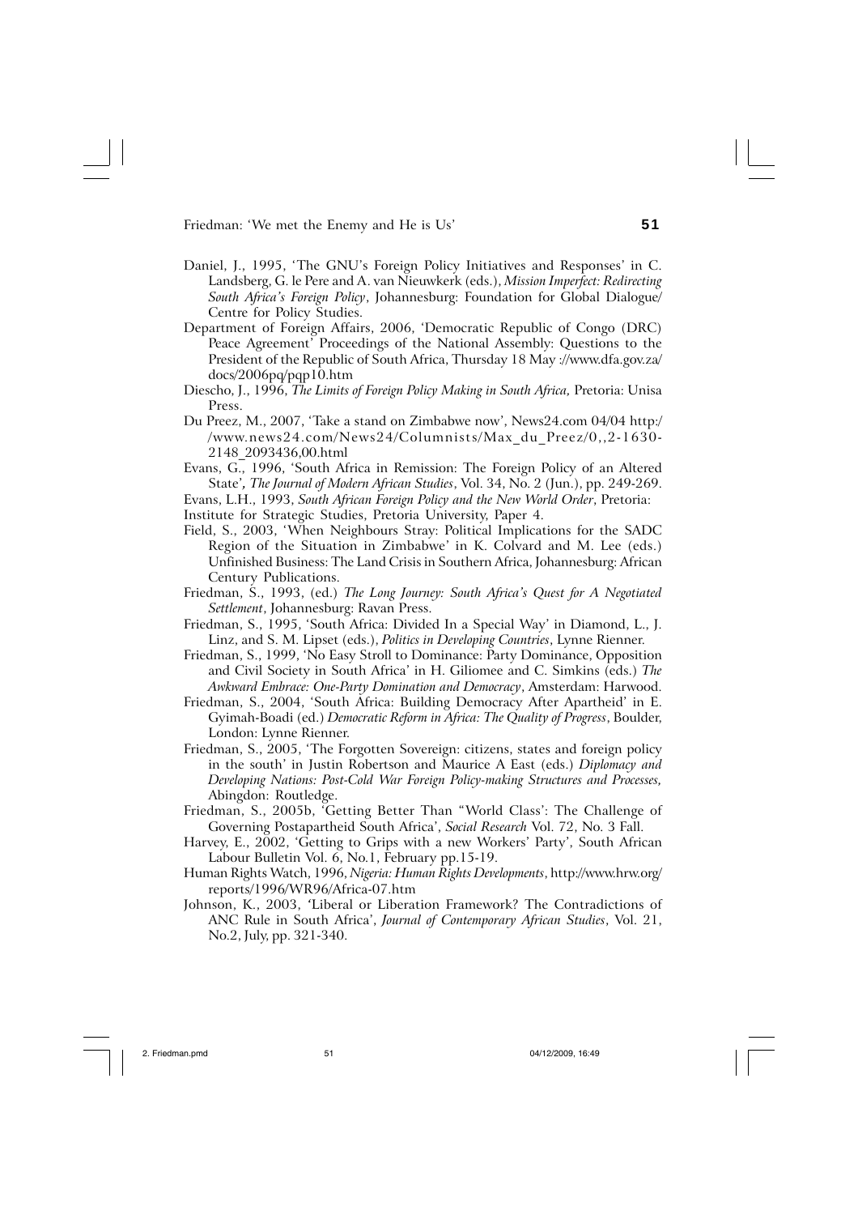Daniel, J., 1995, 'The GNU's Foreign Policy Initiatives and Responses' in C. Landsberg, G. le Pere and A. van Nieuwkerk (eds.), *Mission Imperfect: Redirecting South Africa's Foreign Policy*, Johannesburg: Foundation for Global Dialogue/ Centre for Policy Studies.

Department of Foreign Affairs, 2006, 'Democratic Republic of Congo (DRC) Peace Agreement' Proceedings of the National Assembly: Questions to the President of the Republic of South Africa, Thursday 18 May ://www.dfa.gov.za/ docs/2006pq/pqp10.htm

Diescho, J., 1996, *The Limits of Foreign Policy Making in South Africa,* Pretoria: Unisa Press.

Du Preez, M., 2007, 'Take a stand on Zimbabwe now', News24.com 04/04 http:/ /www.news24.com/News24/Columnists/Max_du_Preez/0,,2-1630-2148_2093436,00.html

Evans, G., 1996, 'South Africa in Remission: The Foreign Policy of an Altered State', *The Journal of Modern African Studies*, Vol. 34, No. 2 (Jun.), pp. 249-269.

Evans, L.H., 1993, *South African Foreign Policy and the New World Order*, Pretoria: Institute for Strategic Studies, Pretoria University, Paper 4.

Field, S., 2003, 'When Neighbours Stray: Political Implications for the SADC Region of the Situation in Zimbabwe' in K. Colvard and M. Lee (eds.) Unfinished Business: The Land Crisis in Southern Africa, Johannesburg: African Century Publications.

Friedman, S., 1993, (ed.) *The Long Journey: South Africa's Quest for A Negotiated Settlement*, Johannesburg: Ravan Press.

Friedman, S., 1995, 'South Africa: Divided In a Special Way' in Diamond, L., J. Linz, and S. M. Lipset (eds.), *Politics in Developing Countries*, Lynne Rienner.

Friedman, S., 1999, 'No Easy Stroll to Dominance: Party Dominance, Opposition and Civil Society in South Africa' in H. Giliomee and C. Simkins (eds.) *The Awkward Embrace: One-Party Domination and Democracy*, Amsterdam: Harwood.

Friedman, S., 2004, 'South Africa: Building Democracy After Apartheid' in E. Gyimah-Boadi (ed.) *Democratic Reform in Africa: The Quality of Progress*, Boulder, London: Lynne Rienner.

Friedman, S., 2005, 'The Forgotten Sovereign: citizens, states and foreign policy in the south' in Justin Robertson and Maurice A East (eds.) *Diplomacy and Developing Nations: Post-Cold War Foreign Policy-making Structures and Processes,* Abingdon: Routledge.

Friedman, S., 2005b, 'Getting Better Than "World Class': The Challenge of Governing Postapartheid South Africa', *Social Research* Vol. 72, No. 3 Fall.

Harvey, E., 2002, 'Getting to Grips with a new Workers' Party', South African Labour Bulletin Vol. 6, No.1, February pp.15-19.

Human Rights Watch, 1996, *Nigeria: Human Rights Developments*, http://www.hrw.org/ reports/1996/WR96/Africa-07.htm

Johnson, K., 2003, 'Liberal or Liberation Framework? The Contradictions of ANC Rule in South Africa', *Journal of Contemporary African Studies*, Vol. 21, No.2, July, pp. 321-340.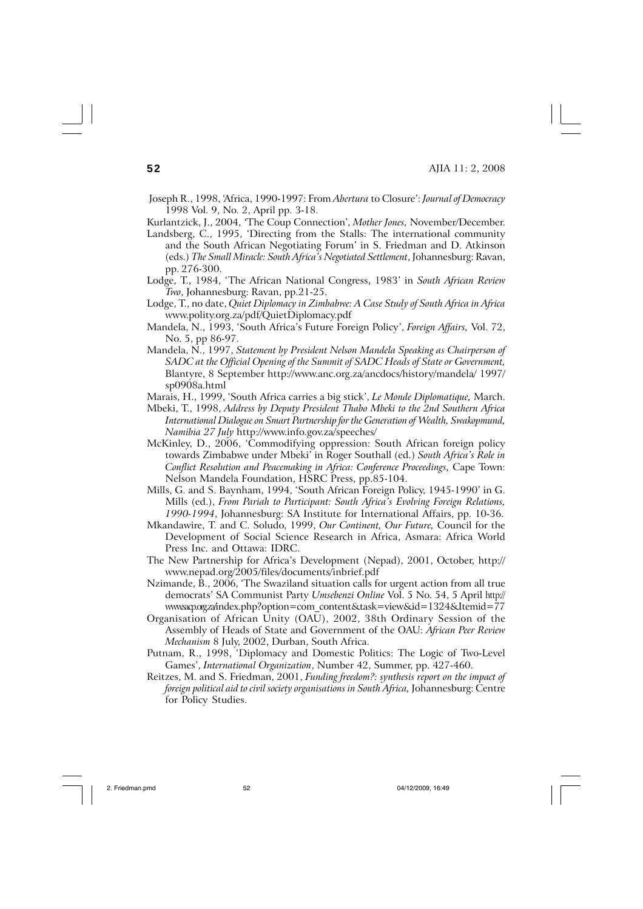Joseph R., 1998, 'Africa, 1990-1997: From *Abertura* to Closure': *Journal of Democracy* 1998 Vol. 9, No. 2, April pp. 3-18.

Kurlantzick, J., 2004, 'The Coup Connection', *Mother Jones,* November/December.

Landsberg, C., 1995, 'Directing from the Stalls: The international community and the South African Negotiating Forum' in S. Friedman and D. Atkinson (eds.) *The Small Miracle: South Africa's Negotiated Settlement*, Johannesburg: Ravan, pp. 276-300.

Lodge, T., 1984, 'The African National Congress, 1983' in *South African Review Two*, Johannesburg: Ravan, pp.21-25.

Lodge, T., no date, *Quiet Diplomacy in Zimbabwe: A Case Study of South Africa in Africa* www.polity.org.za/pdf/QuietDiplomacy.pdf

Mandela, N., 1993, 'South Africa's Future Foreign Policy', *Foreign Affairs,* Vol. 72, No. 5, pp 86-97.

Mandela, N., 1997, *Statement by President Nelson Mandela Speaking as Chairperson of SADC at the Official Opening of the Summit of SADC Heads of State or Government,* Blantyre, 8 September http://www.anc.org.za/ancdocs/history/mandela/ 1997/ sp0908a.html

Marais, H., 1999, 'South Africa carries a big stick', *Le Monde Diplomatique,* March.

Mbeki, T., 1998, *Address by Deputy President Thabo Mbeki to the 2nd Southern Africa International Dialogue on Smart Partnership for the Generation of Wealth, Swakopmund, Namibia 27 July* http://www.info.gov.za/speeches/

McKinley, D., 2006, 'Commodifying oppression: South African foreign policy towards Zimbabwe under Mbeki' in Roger Southall (ed.) *South Africa's Role in Conflict Resolution and Peacemaking in Africa: Conference Proceedings,* Cape Town: Nelson Mandela Foundation, HSRC Press, pp.85-104.

Mills, G. and S. Baynham, 1994, 'South African Foreign Policy, 1945-1990' in G. Mills (ed.), *From Pariah to Participant: South Africa's Evolving Foreign Relations, 1990-1994*, Johannesburg: SA Institute for International Affairs, pp. 10-36.

Mkandawire, T. and C. Soludo, 1999, *Our Continent, Our Future,* Council for the Development of Social Science Research in Africa, Asmara: Africa World Press Inc. and Ottawa: IDRC.

The New Partnership for Africa's Development (Nepad), 2001, October, http://www.nepad.org/2005/files/documents/inbrief.pdf

Nzimande, B., 2006, 'The Swaziland situation calls for urgent action from all true democrats' SA Communist Party *Umsebenzi Online* Vol. 5 No. 54, 5 April http://www.sacp.org.za/index.php?option=com_content&task=view&id=1324&Itemid=77

Organisation of African Unity (OAU), 2002, 38th Ordinary Session of the Assembly of Heads of State and Government of the OAU: *African Peer Review Mechanism* 8 July, 2002, Durban, South Africa.

Putnam, R., 1998, 'Diplomacy and Domestic Politics: The Logic of Two-Level Games', *International Organization*, Number 42, Summer, pp. 427-460.

Reitzes, M. and S. Friedman, 2001, *Funding freedom?: synthesis report on the impact of foreign political aid to civil society organisations in South Africa,* Johannesburg: Centre for Policy Studies.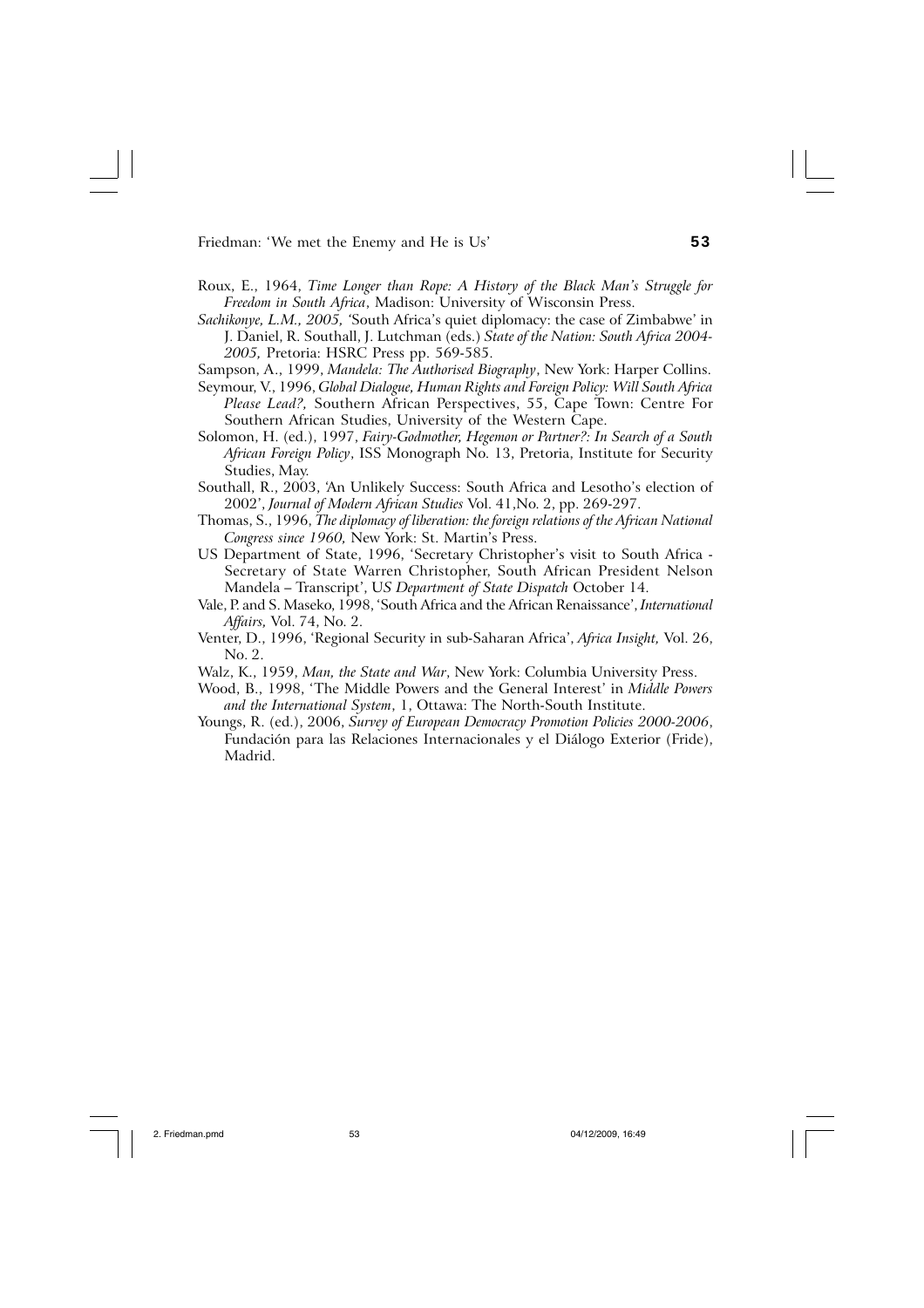Roux, E., 1964, *Time Longer than Rope: A History of the Black Man's Struggle for Freedom in South Africa*, Madison: University of Wisconsin Press.

*Sachikonye, L.M., 2005,* 'South Africa's quiet diplomacy: the case of Zimbabwe' in J. Daniel, R. Southall, J. Lutchman (eds.) *State of the Nation: South Africa 2004-2005,* Pretoria: HSRC Press pp. 569-585.

Sampson, A., 1999, *Mandela: The Authorised Biography*, New York: Harper Collins.

Seymour, V., 1996, *Global Dialogue, Human Rights and Foreign Policy: Will South Africa Please Lead?,* Southern African Perspectives, 55, Cape Town: Centre For Southern African Studies, University of the Western Cape.

Solomon, H. (ed.), 1997, *Fairy-Godmother, Hegemon or Partner?: In Search of a South African Foreign Policy*, ISS Monograph No. 13, Pretoria, Institute for Security Studies, May.

Southall, R., 2003, 'An Unlikely Success: South Africa and Lesotho's election of 2002', *Journal of Modern African Studies* Vol. 41,No. 2, pp. 269-297.

Thomas, S., 1996, *The diplomacy of liberation: the foreign relations of the African National Congress since 1960,* New York: St. Martin's Press.

US Department of State, 1996, 'Secretary Christopher's visit to South Africa - Secretary of State Warren Christopher, South African President Nelson Mandela – Transcript', *US Department of State Dispatch* October 14.

Vale, P. and S. Maseko, 1998, 'South Africa and the African Renaissance', *International Affairs,* Vol. 74, No. 2.

Venter, D., 1996, 'Regional Security in sub-Saharan Africa', *Africa Insight,* Vol. 26, No. 2.

Walz, K., 1959, *Man, the State and War*, New York: Columbia University Press.

Wood, B., 1998, 'The Middle Powers and the General Interest' in *Middle Powers and the International System*, 1, Ottawa: The North-South Institute.

Youngs, R. (ed.), 2006, *Survey of European Democracy Promotion Policies 2000-2006*, Fundación para las Relaciones Internacionales y el Diálogo Exterior (Fride), Madrid.